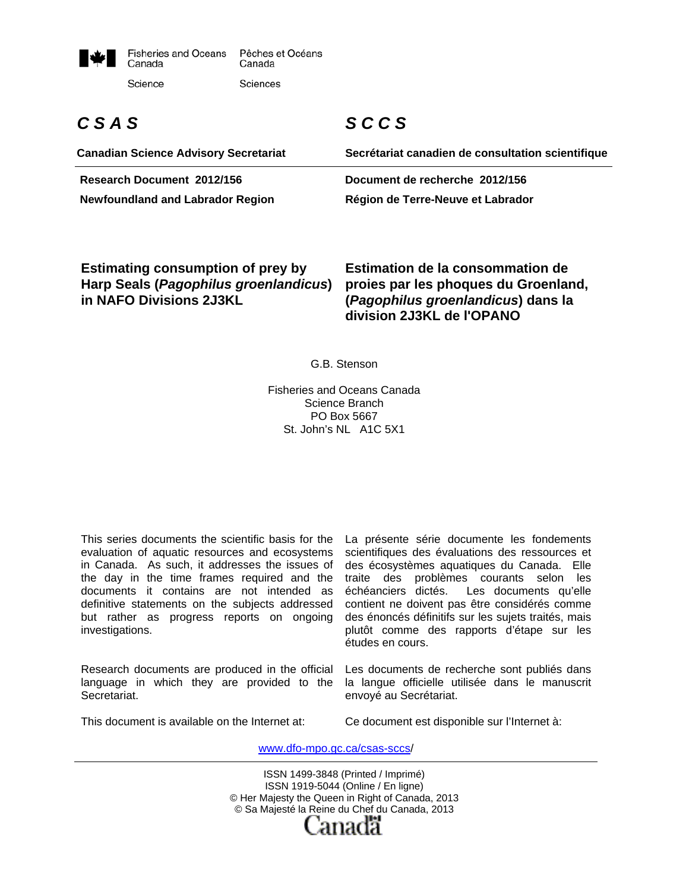Fisheries and Oceans Canada — Pêches et Océans Canada

Science — Sciences

**_CSAS_** — **_SCCS_**

**Canadian Science Advisory Secretariat** — **Secrétariat canadien de consultation scientifique**

**Research Document 2012/156** — **Document de recherche 2012/156**

**Newfoundland and Labrador Region** — **Région de Terre-Neuve et Labrador**

# Estimating consumption of prey by Harp Seals (*Pagophilus groenlandicus*) in NAFO Divisions 2J3KL

# Estimation de la consommation de proies par les phoques du Groenland, (*Pagophilus groenlandicus*) dans la division 2J3KL de l'OPANO

G.B. Stenson

Fisheries and Oceans Canada
Science Branch
PO Box 5667
St. John's NL A1C 5X1

This series documents the scientific basis for the evaluation of aquatic resources and ecosystems in Canada. As such, it addresses the issues of the day in the time frames required and the documents it contains are not intended as definitive statements on the subjects addressed but rather as progress reports on ongoing investigations.

La présente série documente les fondements scientifiques des évaluations des ressources et des écosystèmes aquatiques du Canada. Elle traite des problèmes courants selon les échéanciers dictés. Les documents qu'elle contient ne doivent pas être considérés comme des énoncés définitifs sur les sujets traités, mais plutôt comme des rapports d'étape sur les études en cours.

Research documents are produced in the official language in which they are provided to the Secretariat.

Les documents de recherche sont publiés dans la langue officielle utilisée dans le manuscrit envoyé au Secrétariat.

This document is available on the Internet at:

Ce document est disponible sur l'Internet à:

www.dfo-mpo.gc.ca/csas-sccs/

ISSN 1499-3848 (Printed / Imprimé)
ISSN 1919-5044 (Online / En ligne)
© Her Majesty the Queen in Right of Canada, 2013
© Sa Majesté la Reine du Chef du Canada, 2013

Canada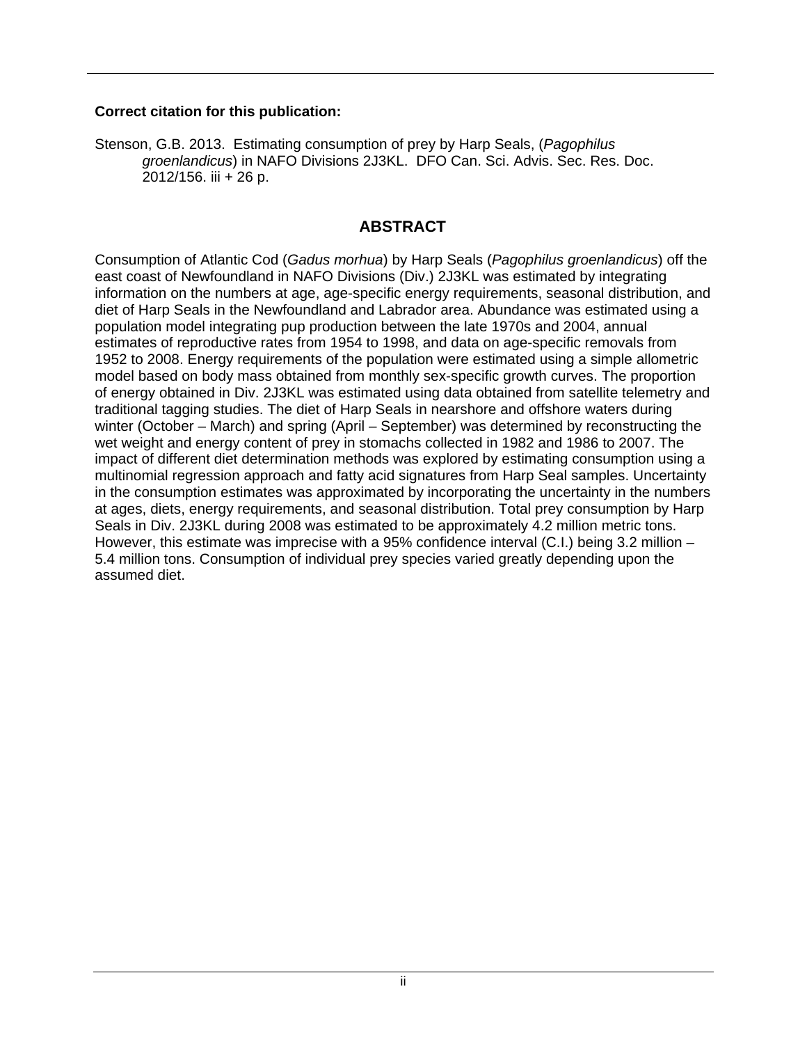**Correct citation for this publication:**

Stenson, G.B. 2013. Estimating consumption of prey by Harp Seals, (*Pagophilus groenlandicus*) in NAFO Divisions 2J3KL. DFO Can. Sci. Advis. Sec. Res. Doc. 2012/156. iii + 26 p.

## ABSTRACT

Consumption of Atlantic Cod (*Gadus morhua*) by Harp Seals (*Pagophilus groenlandicus*) off the east coast of Newfoundland in NAFO Divisions (Div.) 2J3KL was estimated by integrating information on the numbers at age, age-specific energy requirements, seasonal distribution, and diet of Harp Seals in the Newfoundland and Labrador area. Abundance was estimated using a population model integrating pup production between the late 1970s and 2004, annual estimates of reproductive rates from 1954 to 1998, and data on age-specific removals from 1952 to 2008. Energy requirements of the population were estimated using a simple allometric model based on body mass obtained from monthly sex-specific growth curves. The proportion of energy obtained in Div. 2J3KL was estimated using data obtained from satellite telemetry and traditional tagging studies. The diet of Harp Seals in nearshore and offshore waters during winter (October – March) and spring (April – September) was determined by reconstructing the wet weight and energy content of prey in stomachs collected in 1982 and 1986 to 2007. The impact of different diet determination methods was explored by estimating consumption using a multinomial regression approach and fatty acid signatures from Harp Seal samples. Uncertainty in the consumption estimates was approximated by incorporating the uncertainty in the numbers at ages, diets, energy requirements, and seasonal distribution. Total prey consumption by Harp Seals in Div. 2J3KL during 2008 was estimated to be approximately 4.2 million metric tons. However, this estimate was imprecise with a 95% confidence interval (C.I.) being 3.2 million – 5.4 million tons. Consumption of individual prey species varied greatly depending upon the assumed diet.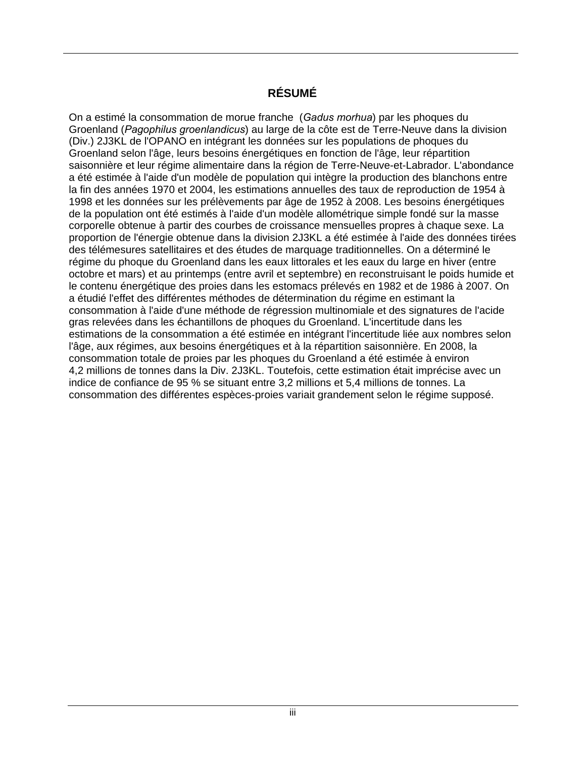# RÉSUMÉ

On a estimé la consommation de morue franche (*Gadus morhua*) par les phoques du Groenland (*Pagophilus groenlandicus*) au large de la côte est de Terre-Neuve dans la division (Div.) 2J3KL de l'OPANO en intégrant les données sur les populations de phoques du Groenland selon l'âge, leurs besoins énergétiques en fonction de l'âge, leur répartition saisonnière et leur régime alimentaire dans la région de Terre-Neuve-et-Labrador. L'abondance a été estimée à l'aide d'un modèle de population qui intègre la production des blanchons entre la fin des années 1970 et 2004, les estimations annuelles des taux de reproduction de 1954 à 1998 et les données sur les prélèvements par âge de 1952 à 2008. Les besoins énergétiques de la population ont été estimés à l'aide d'un modèle allométrique simple fondé sur la masse corporelle obtenue à partir des courbes de croissance mensuelles propres à chaque sexe. La proportion de l'énergie obtenue dans la division 2J3KL a été estimée à l'aide des données tirées des télémesures satellitaires et des études de marquage traditionnelles. On a déterminé le régime du phoque du Groenland dans les eaux littorales et les eaux du large en hiver (entre octobre et mars) et au printemps (entre avril et septembre) en reconstruisant le poids humide et le contenu énergétique des proies dans les estomacs prélevés en 1982 et de 1986 à 2007. On a étudié l'effet des différentes méthodes de détermination du régime en estimant la consommation à l'aide d'une méthode de régression multinomiale et des signatures de l'acide gras relevées dans les échantillons de phoques du Groenland. L'incertitude dans les estimations de la consommation a été estimée en intégrant l'incertitude liée aux nombres selon l'âge, aux régimes, aux besoins énergétiques et à la répartition saisonnière. En 2008, la consommation totale de proies par les phoques du Groenland a été estimée à environ 4,2 millions de tonnes dans la Div. 2J3KL. Toutefois, cette estimation était imprécise avec un indice de confiance de 95 % se situant entre 3,2 millions et 5,4 millions de tonnes. La consommation des différentes espèces-proies variait grandement selon le régime supposé.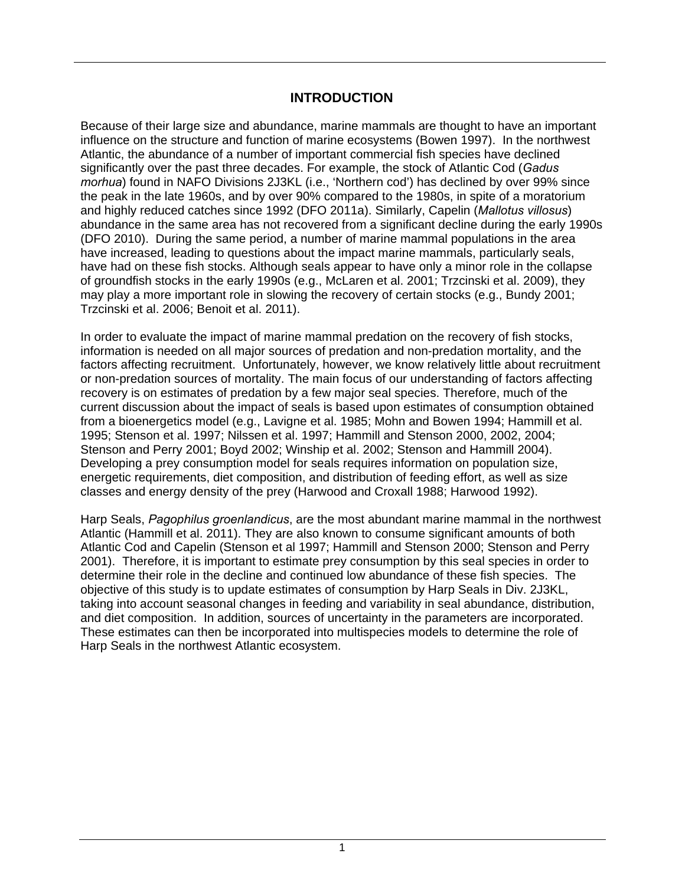# INTRODUCTION

Because of their large size and abundance, marine mammals are thought to have an important influence on the structure and function of marine ecosystems (Bowen 1997). In the northwest Atlantic, the abundance of a number of important commercial fish species have declined significantly over the past three decades. For example, the stock of Atlantic Cod (*Gadus morhua*) found in NAFO Divisions 2J3KL (i.e., 'Northern cod') has declined by over 99% since the peak in the late 1960s, and by over 90% compared to the 1980s, in spite of a moratorium and highly reduced catches since 1992 (DFO 2011a). Similarly, Capelin (*Mallotus villosus*) abundance in the same area has not recovered from a significant decline during the early 1990s (DFO 2010). During the same period, a number of marine mammal populations in the area have increased, leading to questions about the impact marine mammals, particularly seals, have had on these fish stocks. Although seals appear to have only a minor role in the collapse of groundfish stocks in the early 1990s (e.g., McLaren et al. 2001; Trzcinski et al. 2009), they may play a more important role in slowing the recovery of certain stocks (e.g., Bundy 2001; Trzcinski et al. 2006; Benoit et al. 2011).

In order to evaluate the impact of marine mammal predation on the recovery of fish stocks, information is needed on all major sources of predation and non-predation mortality, and the factors affecting recruitment. Unfortunately, however, we know relatively little about recruitment or non-predation sources of mortality. The main focus of our understanding of factors affecting recovery is on estimates of predation by a few major seal species. Therefore, much of the current discussion about the impact of seals is based upon estimates of consumption obtained from a bioenergetics model (e.g., Lavigne et al. 1985; Mohn and Bowen 1994; Hammill et al. 1995; Stenson et al. 1997; Nilssen et al. 1997; Hammill and Stenson 2000, 2002, 2004; Stenson and Perry 2001; Boyd 2002; Winship et al. 2002; Stenson and Hammill 2004). Developing a prey consumption model for seals requires information on population size, energetic requirements, diet composition, and distribution of feeding effort, as well as size classes and energy density of the prey (Harwood and Croxall 1988; Harwood 1992).

Harp Seals, *Pagophilus groenlandicus*, are the most abundant marine mammal in the northwest Atlantic (Hammill et al. 2011). They are also known to consume significant amounts of both Atlantic Cod and Capelin (Stenson et al 1997; Hammill and Stenson 2000; Stenson and Perry 2001). Therefore, it is important to estimate prey consumption by this seal species in order to determine their role in the decline and continued low abundance of these fish species. The objective of this study is to update estimates of consumption by Harp Seals in Div. 2J3KL, taking into account seasonal changes in feeding and variability in seal abundance, distribution, and diet composition. In addition, sources of uncertainty in the parameters are incorporated. These estimates can then be incorporated into multispecies models to determine the role of Harp Seals in the northwest Atlantic ecosystem.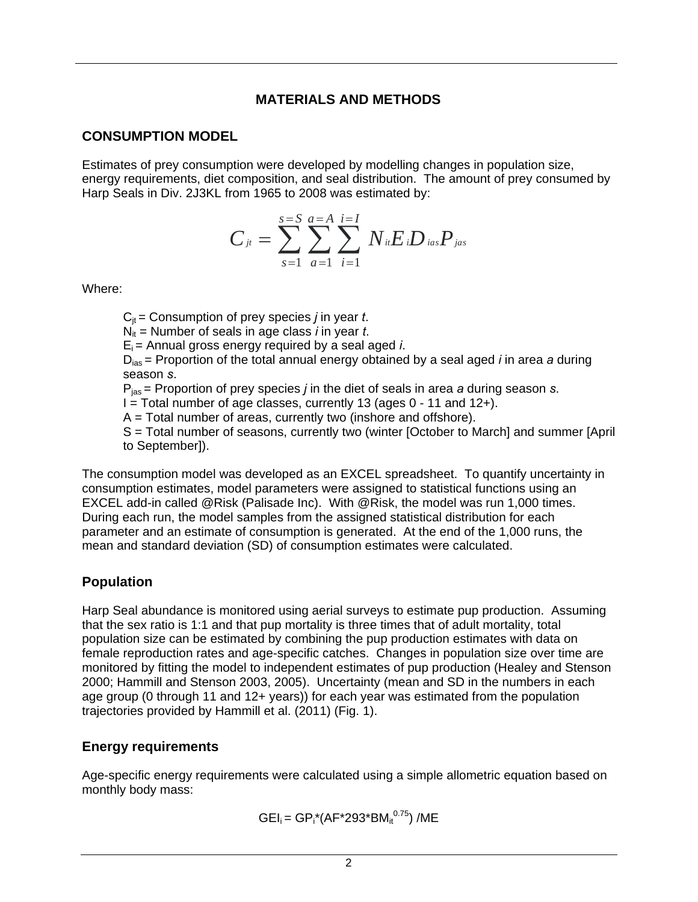# MATERIALS AND METHODS

## CONSUMPTION MODEL

Estimates of prey consumption were developed by modelling changes in population size, energy requirements, diet composition, and seal distribution. The amount of prey consumed by Harp Seals in Div. 2J3KL from 1965 to 2008 was estimated by:

$$C_{jt} = \sum_{s=1}^{s=S} \sum_{a=1}^{a=A} \sum_{i=1}^{i=I} N_{it} E_i D_{ias} P_{jas}$$

Where:

> $C_{jt}$ = Consumption of prey species *j* in year *t*.
> $N_{it}$ = Number of seals in age class *i* in year *t*.
> $E_i$ = Annual gross energy required by a seal aged *i*.
> $D_{ias}$ = Proportion of the total annual energy obtained by a seal aged *i* in area *a* during season *s*.
> $P_{jas}$ = Proportion of prey species *j* in the diet of seals in area *a* during season *s*.
> I = Total number of age classes, currently 13 (ages 0 - 11 and 12+).
> A = Total number of areas, currently two (inshore and offshore).
> S = Total number of seasons, currently two (winter [October to March] and summer [April to September]).

The consumption model was developed as an EXCEL spreadsheet. To quantify uncertainty in consumption estimates, model parameters were assigned to statistical functions using an EXCEL add-in called @Risk (Palisade Inc). With @Risk, the model was run 1,000 times. During each run, the model samples from the assigned statistical distribution for each parameter and an estimate of consumption is generated. At the end of the 1,000 runs, the mean and standard deviation (SD) of consumption estimates were calculated.

### Population

Harp Seal abundance is monitored using aerial surveys to estimate pup production. Assuming that the sex ratio is 1:1 and that pup mortality is three times that of adult mortality, total population size can be estimated by combining the pup production estimates with data on female reproduction rates and age-specific catches. Changes in population size over time are monitored by fitting the model to independent estimates of pup production (Healey and Stenson 2000; Hammill and Stenson 2003, 2005). Uncertainty (mean and SD in the numbers in each age group (0 through 11 and 12+ years)) for each year was estimated from the population trajectories provided by Hammill et al. (2011) (Fig. 1).

### Energy requirements

Age-specific energy requirements were calculated using a simple allometric equation based on monthly body mass:

$$GEI_i = GP_i*(AF*293*BM_{it}^{0.75}) /ME$$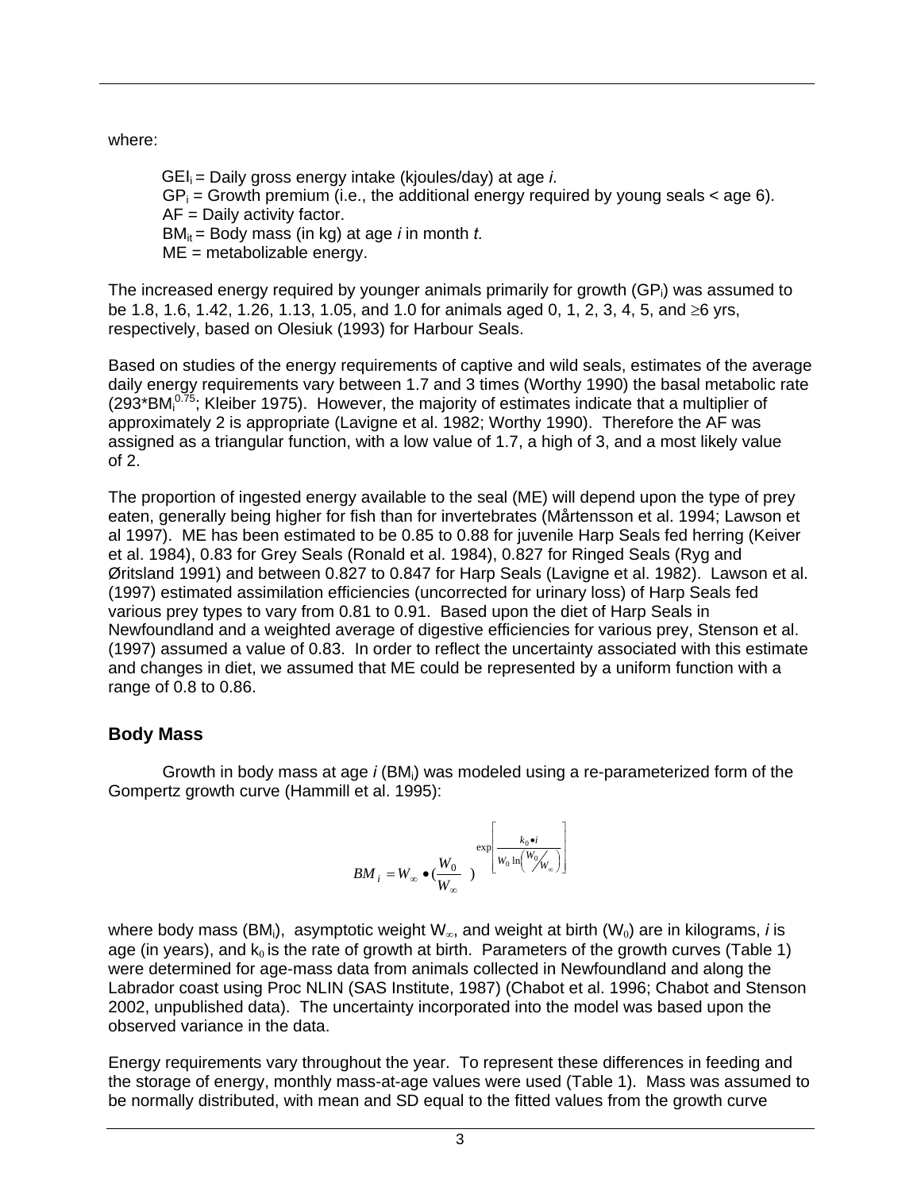where:

$GEI_i$ = Daily gross energy intake (kjoules/day) at age *i*.
$GP_i$ = Growth premium (i.e., the additional energy required by young seals < age 6).
AF = Daily activity factor.
$BM_{it}$ = Body mass (in kg) at age *i* in month *t.*
ME = metabolizable energy.

The increased energy required by younger animals primarily for growth ($GP_i$) was assumed to be 1.8, 1.6, 1.42, 1.26, 1.13, 1.05, and 1.0 for animals aged 0, 1, 2, 3, 4, 5, and ≥6 yrs, respectively, based on Olesiuk (1993) for Harbour Seals.

Based on studies of the energy requirements of captive and wild seals, estimates of the average daily energy requirements vary between 1.7 and 3 times (Worthy 1990) the basal metabolic rate ($293*BM_i^{0.75}$; Kleiber 1975). However, the majority of estimates indicate that a multiplier of approximately 2 is appropriate (Lavigne et al. 1982; Worthy 1990). Therefore the AF was assigned as a triangular function, with a low value of 1.7, a high of 3, and a most likely value of 2.

The proportion of ingested energy available to the seal (ME) will depend upon the type of prey eaten, generally being higher for fish than for invertebrates (Mårtensson et al. 1994; Lawson et al 1997). ME has been estimated to be 0.85 to 0.88 for juvenile Harp Seals fed herring (Keiver et al. 1984), 0.83 for Grey Seals (Ronald et al. 1984), 0.827 for Ringed Seals (Ryg and Øritsland 1991) and between 0.827 to 0.847 for Harp Seals (Lavigne et al. 1982). Lawson et al. (1997) estimated assimilation efficiencies (uncorrected for urinary loss) of Harp Seals fed various prey types to vary from 0.81 to 0.91. Based upon the diet of Harp Seals in Newfoundland and a weighted average of digestive efficiencies for various prey, Stenson et al. (1997) assumed a value of 0.83. In order to reflect the uncertainty associated with this estimate and changes in diet, we assumed that ME could be represented by a uniform function with a range of 0.8 to 0.86.

## Body Mass

Growth in body mass at age *i* ($BM_i$) was modeled using a re-parameterized form of the Gompertz growth curve (Hammill et al. 1995):

$$BM_i = W_\infty \bullet \left(\frac{W_0}{W_\infty}\right)^{\exp\left[\frac{k_0 \bullet i}{W_0 \ln\left(W_0 / W_\infty\right)}\right]}$$

where body mass ($BM_i$), asymptotic weight $W_\infty$, and weight at birth ($W_0$) are in kilograms, *i* is age (in years), and $k_0$ is the rate of growth at birth. Parameters of the growth curves (Table 1) were determined for age-mass data from animals collected in Newfoundland and along the Labrador coast using Proc NLIN (SAS Institute, 1987) (Chabot et al. 1996; Chabot and Stenson 2002, unpublished data). The uncertainty incorporated into the model was based upon the observed variance in the data.

Energy requirements vary throughout the year. To represent these differences in feeding and the storage of energy, monthly mass-at-age values were used (Table 1). Mass was assumed to be normally distributed, with mean and SD equal to the fitted values from the growth curve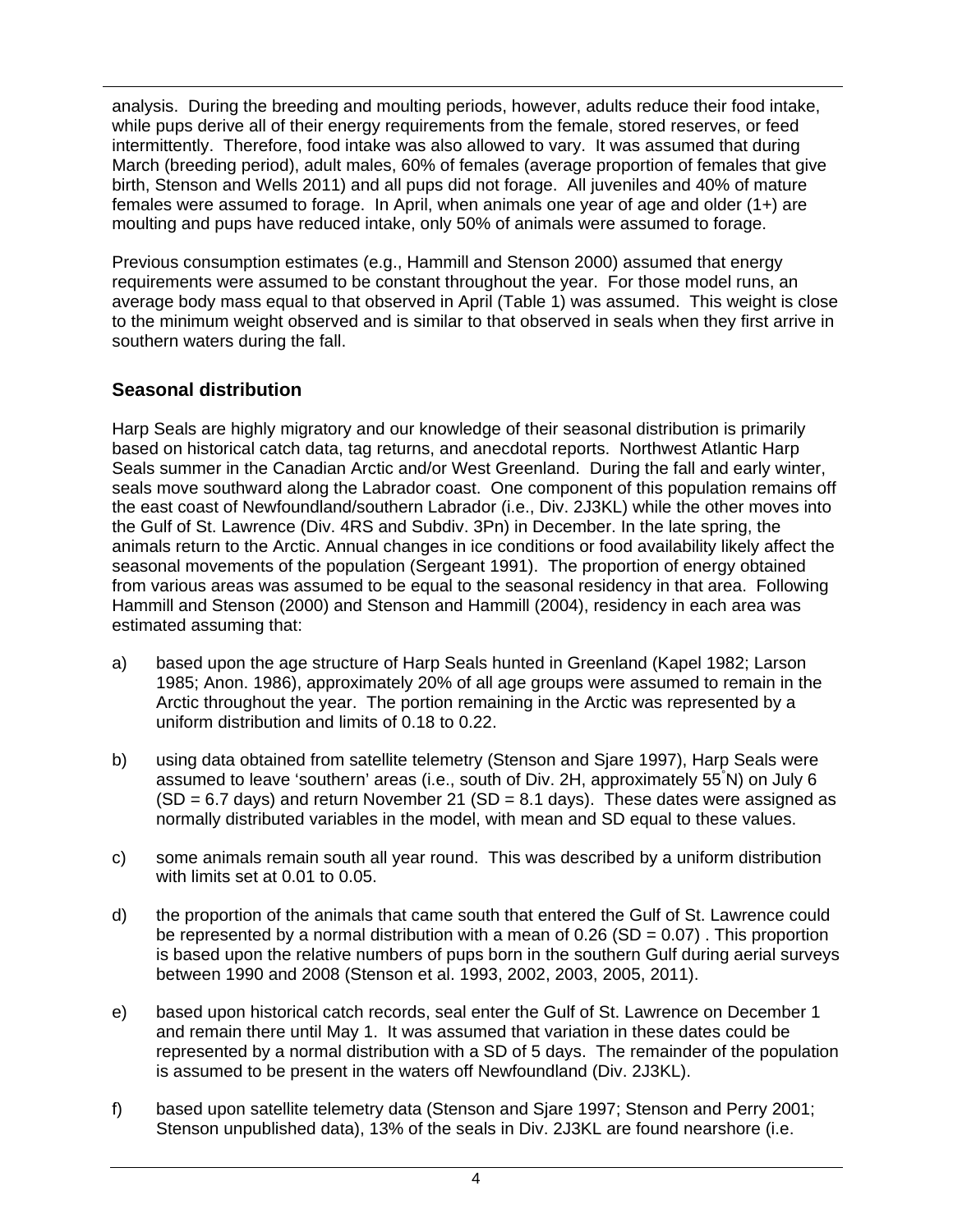analysis. During the breeding and moulting periods, however, adults reduce their food intake, while pups derive all of their energy requirements from the female, stored reserves, or feed intermittently. Therefore, food intake was also allowed to vary. It was assumed that during March (breeding period), adult males, 60% of females (average proportion of females that give birth, Stenson and Wells 2011) and all pups did not forage. All juveniles and 40% of mature females were assumed to forage. In April, when animals one year of age and older (1+) are moulting and pups have reduced intake, only 50% of animals were assumed to forage.

Previous consumption estimates (e.g., Hammill and Stenson 2000) assumed that energy requirements were assumed to be constant throughout the year. For those model runs, an average body mass equal to that observed in April (Table 1) was assumed. This weight is close to the minimum weight observed and is similar to that observed in seals when they first arrive in southern waters during the fall.

## Seasonal distribution

Harp Seals are highly migratory and our knowledge of their seasonal distribution is primarily based on historical catch data, tag returns, and anecdotal reports. Northwest Atlantic Harp Seals summer in the Canadian Arctic and/or West Greenland. During the fall and early winter, seals move southward along the Labrador coast. One component of this population remains off the east coast of Newfoundland/southern Labrador (i.e., Div. 2J3KL) while the other moves into the Gulf of St. Lawrence (Div. 4RS and Subdiv. 3Pn) in December. In the late spring, the animals return to the Arctic. Annual changes in ice conditions or food availability likely affect the seasonal movements of the population (Sergeant 1991). The proportion of energy obtained from various areas was assumed to be equal to the seasonal residency in that area. Following Hammill and Stenson (2000) and Stenson and Hammill (2004), residency in each area was estimated assuming that:

a) based upon the age structure of Harp Seals hunted in Greenland (Kapel 1982; Larson 1985; Anon. 1986), approximately 20% of all age groups were assumed to remain in the Arctic throughout the year. The portion remaining in the Arctic was represented by a uniform distribution and limits of 0.18 to 0.22.

b) using data obtained from satellite telemetry (Stenson and Sjare 1997), Harp Seals were assumed to leave 'southern' areas (i.e., south of Div. 2H, approximately 55°N) on July 6 (SD = 6.7 days) and return November 21 (SD = 8.1 days). These dates were assigned as normally distributed variables in the model, with mean and SD equal to these values.

c) some animals remain south all year round. This was described by a uniform distribution with limits set at 0.01 to 0.05.

d) the proportion of the animals that came south that entered the Gulf of St. Lawrence could be represented by a normal distribution with a mean of 0.26 (SD = 0.07) . This proportion is based upon the relative numbers of pups born in the southern Gulf during aerial surveys between 1990 and 2008 (Stenson et al. 1993, 2002, 2003, 2005, 2011).

e) based upon historical catch records, seal enter the Gulf of St. Lawrence on December 1 and remain there until May 1. It was assumed that variation in these dates could be represented by a normal distribution with a SD of 5 days. The remainder of the population is assumed to be present in the waters off Newfoundland (Div. 2J3KL).

f) based upon satellite telemetry data (Stenson and Sjare 1997; Stenson and Perry 2001; Stenson unpublished data), 13% of the seals in Div. 2J3KL are found nearshore (i.e.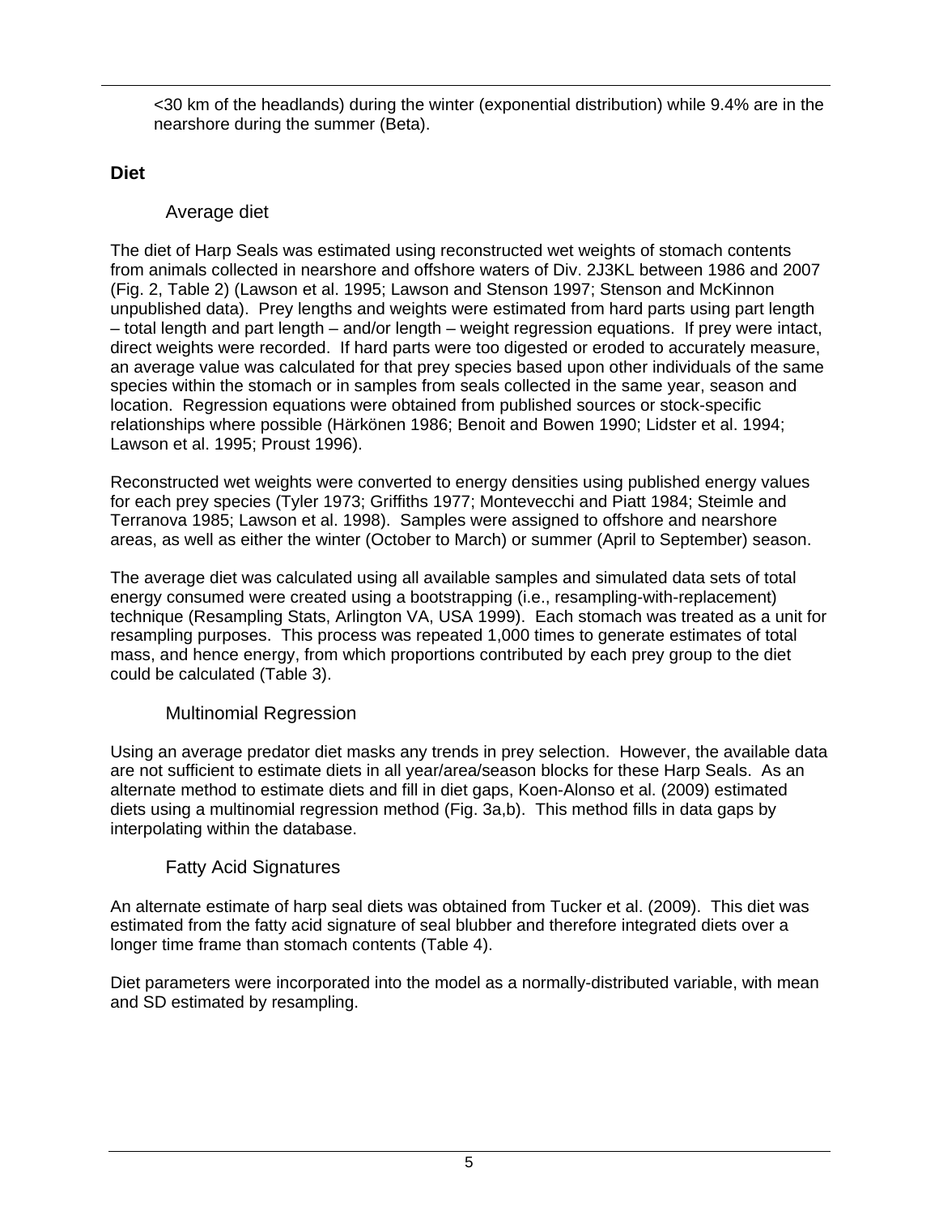<30 km of the headlands) during the winter (exponential distribution) while 9.4% are in the nearshore during the summer (Beta).

## Diet

### Average diet

The diet of Harp Seals was estimated using reconstructed wet weights of stomach contents from animals collected in nearshore and offshore waters of Div. 2J3KL between 1986 and 2007 (Fig. 2, Table 2) (Lawson et al. 1995; Lawson and Stenson 1997; Stenson and McKinnon unpublished data). Prey lengths and weights were estimated from hard parts using part length – total length and part length – and/or length – weight regression equations. If prey were intact, direct weights were recorded. If hard parts were too digested or eroded to accurately measure, an average value was calculated for that prey species based upon other individuals of the same species within the stomach or in samples from seals collected in the same year, season and location. Regression equations were obtained from published sources or stock-specific relationships where possible (Härkönen 1986; Benoit and Bowen 1990; Lidster et al. 1994; Lawson et al. 1995; Proust 1996).

Reconstructed wet weights were converted to energy densities using published energy values for each prey species (Tyler 1973; Griffiths 1977; Montevecchi and Piatt 1984; Steimle and Terranova 1985; Lawson et al. 1998). Samples were assigned to offshore and nearshore areas, as well as either the winter (October to March) or summer (April to September) season.

The average diet was calculated using all available samples and simulated data sets of total energy consumed were created using a bootstrapping (i.e., resampling-with-replacement) technique (Resampling Stats, Arlington VA, USA 1999). Each stomach was treated as a unit for resampling purposes. This process was repeated 1,000 times to generate estimates of total mass, and hence energy, from which proportions contributed by each prey group to the diet could be calculated (Table 3).

### Multinomial Regression

Using an average predator diet masks any trends in prey selection. However, the available data are not sufficient to estimate diets in all year/area/season blocks for these Harp Seals. As an alternate method to estimate diets and fill in diet gaps, Koen-Alonso et al. (2009) estimated diets using a multinomial regression method (Fig. 3a,b). This method fills in data gaps by interpolating within the database.

### Fatty Acid Signatures

An alternate estimate of harp seal diets was obtained from Tucker et al. (2009). This diet was estimated from the fatty acid signature of seal blubber and therefore integrated diets over a longer time frame than stomach contents (Table 4).

Diet parameters were incorporated into the model as a normally-distributed variable, with mean and SD estimated by resampling.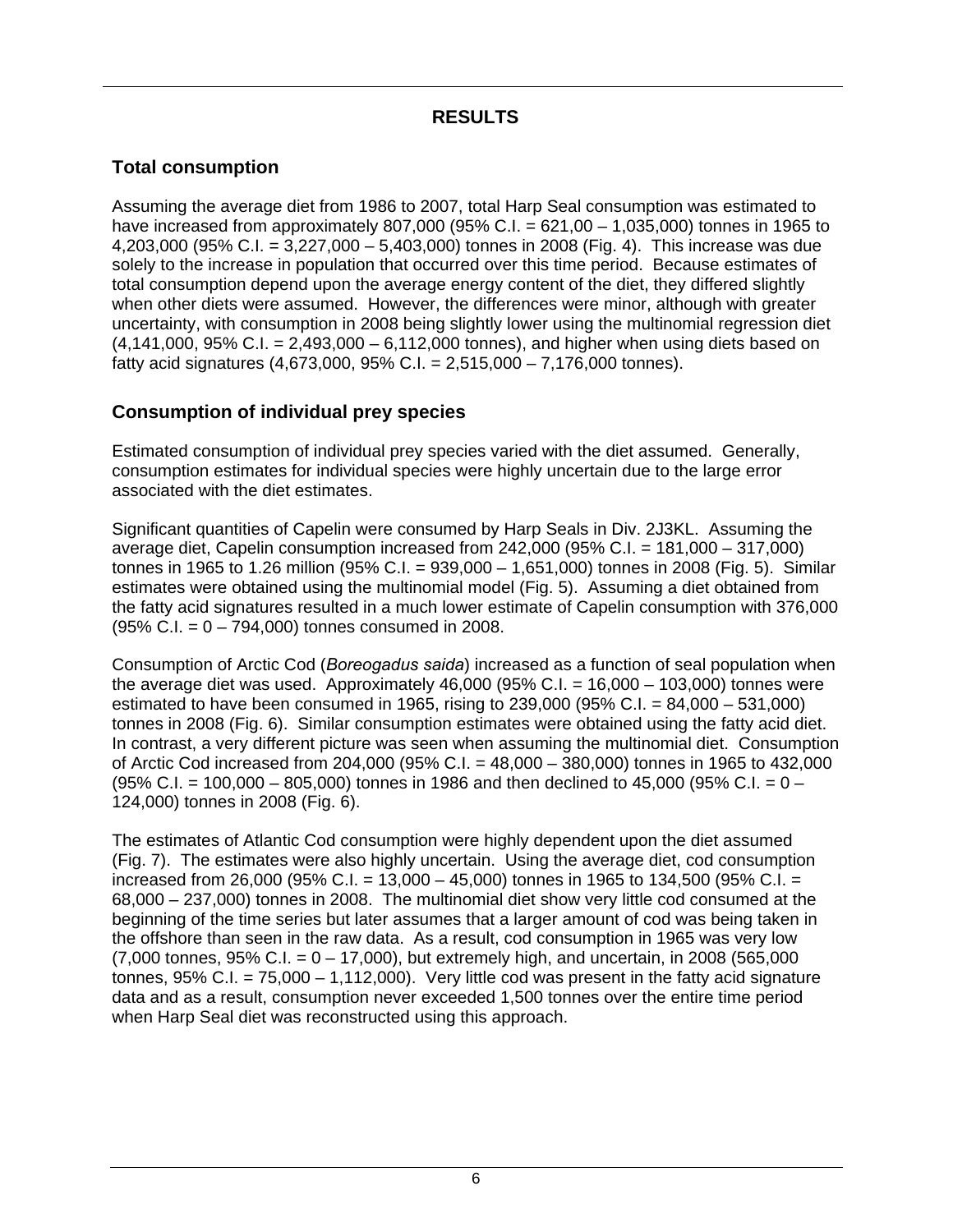# RESULTS

## Total consumption

Assuming the average diet from 1986 to 2007, total Harp Seal consumption was estimated to have increased from approximately 807,000 (95% C.I. = 621,00 – 1,035,000) tonnes in 1965 to 4,203,000 (95% C.I. = 3,227,000 – 5,403,000) tonnes in 2008 (Fig. 4). This increase was due solely to the increase in population that occurred over this time period. Because estimates of total consumption depend upon the average energy content of the diet, they differed slightly when other diets were assumed. However, the differences were minor, although with greater uncertainty, with consumption in 2008 being slightly lower using the multinomial regression diet (4,141,000, 95% C.I. = 2,493,000 – 6,112,000 tonnes), and higher when using diets based on fatty acid signatures (4,673,000, 95% C.I. = 2,515,000 – 7,176,000 tonnes).

## Consumption of individual prey species

Estimated consumption of individual prey species varied with the diet assumed. Generally, consumption estimates for individual species were highly uncertain due to the large error associated with the diet estimates.

Significant quantities of Capelin were consumed by Harp Seals in Div. 2J3KL. Assuming the average diet, Capelin consumption increased from 242,000 (95% C.I. = 181,000 – 317,000) tonnes in 1965 to 1.26 million (95% C.I. = 939,000 – 1,651,000) tonnes in 2008 (Fig. 5). Similar estimates were obtained using the multinomial model (Fig. 5). Assuming a diet obtained from the fatty acid signatures resulted in a much lower estimate of Capelin consumption with 376,000 (95% C.I. = 0 – 794,000) tonnes consumed in 2008.

Consumption of Arctic Cod (*Boreogadus saida*) increased as a function of seal population when the average diet was used. Approximately 46,000 (95% C.I. = 16,000 – 103,000) tonnes were estimated to have been consumed in 1965, rising to 239,000 (95% C.I. = 84,000 – 531,000) tonnes in 2008 (Fig. 6). Similar consumption estimates were obtained using the fatty acid diet. In contrast, a very different picture was seen when assuming the multinomial diet. Consumption of Arctic Cod increased from 204,000 (95% C.I. = 48,000 – 380,000) tonnes in 1965 to 432,000 (95% C.I. = 100,000 – 805,000) tonnes in 1986 and then declined to 45,000 (95% C.I. = 0 – 124,000) tonnes in 2008 (Fig. 6).

The estimates of Atlantic Cod consumption were highly dependent upon the diet assumed (Fig. 7). The estimates were also highly uncertain. Using the average diet, cod consumption increased from 26,000 (95% C.I. = 13,000 – 45,000) tonnes in 1965 to 134,500 (95% C.I. = 68,000 – 237,000) tonnes in 2008. The multinomial diet show very little cod consumed at the beginning of the time series but later assumes that a larger amount of cod was being taken in the offshore than seen in the raw data. As a result, cod consumption in 1965 was very low (7,000 tonnes, 95% C.I. = 0 – 17,000), but extremely high, and uncertain, in 2008 (565,000 tonnes, 95% C.I. = 75,000 – 1,112,000). Very little cod was present in the fatty acid signature data and as a result, consumption never exceeded 1,500 tonnes over the entire time period when Harp Seal diet was reconstructed using this approach.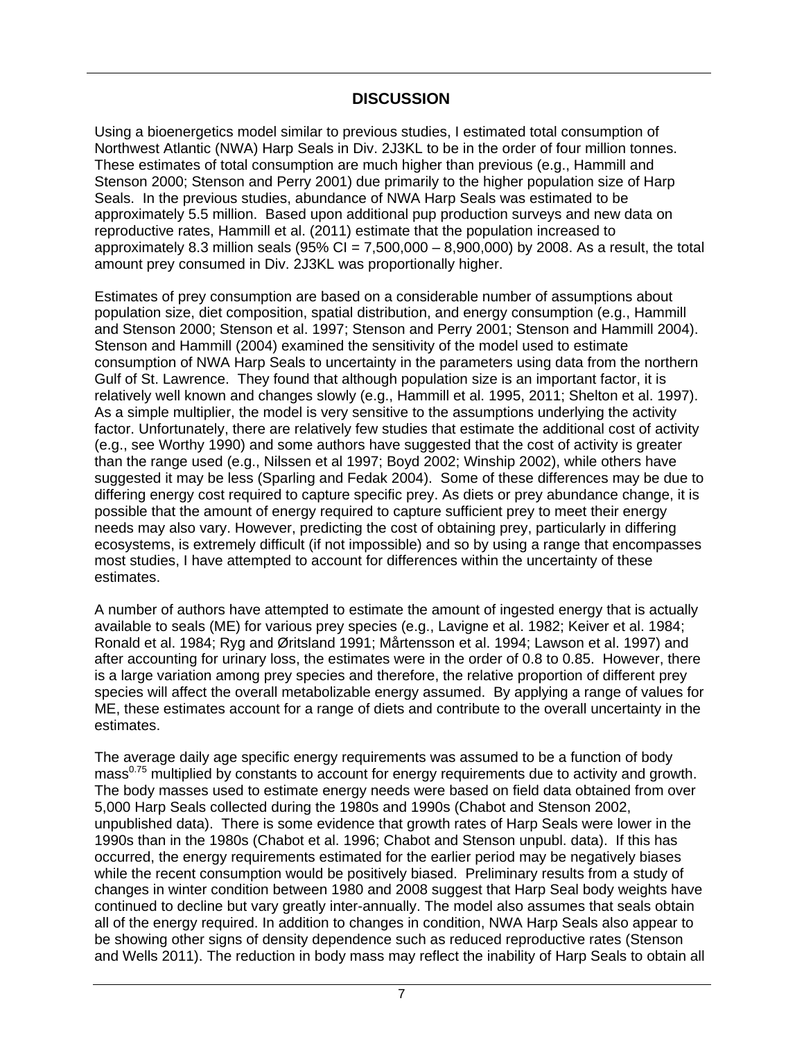## DISCUSSION

Using a bioenergetics model similar to previous studies, I estimated total consumption of Northwest Atlantic (NWA) Harp Seals in Div. 2J3KL to be in the order of four million tonnes. These estimates of total consumption are much higher than previous (e.g., Hammill and Stenson 2000; Stenson and Perry 2001) due primarily to the higher population size of Harp Seals. In the previous studies, abundance of NWA Harp Seals was estimated to be approximately 5.5 million. Based upon additional pup production surveys and new data on reproductive rates, Hammill et al. (2011) estimate that the population increased to approximately 8.3 million seals (95% CI = 7,500,000 – 8,900,000) by 2008. As a result, the total amount prey consumed in Div. 2J3KL was proportionally higher.

Estimates of prey consumption are based on a considerable number of assumptions about population size, diet composition, spatial distribution, and energy consumption (e.g., Hammill and Stenson 2000; Stenson et al. 1997; Stenson and Perry 2001; Stenson and Hammill 2004). Stenson and Hammill (2004) examined the sensitivity of the model used to estimate consumption of NWA Harp Seals to uncertainty in the parameters using data from the northern Gulf of St. Lawrence. They found that although population size is an important factor, it is relatively well known and changes slowly (e.g., Hammill et al. 1995, 2011; Shelton et al. 1997). As a simple multiplier, the model is very sensitive to the assumptions underlying the activity factor. Unfortunately, there are relatively few studies that estimate the additional cost of activity (e.g., see Worthy 1990) and some authors have suggested that the cost of activity is greater than the range used (e.g., Nilssen et al 1997; Boyd 2002; Winship 2002), while others have suggested it may be less (Sparling and Fedak 2004). Some of these differences may be due to differing energy cost required to capture specific prey. As diets or prey abundance change, it is possible that the amount of energy required to capture sufficient prey to meet their energy needs may also vary. However, predicting the cost of obtaining prey, particularly in differing ecosystems, is extremely difficult (if not impossible) and so by using a range that encompasses most studies, I have attempted to account for differences within the uncertainty of these estimates.

A number of authors have attempted to estimate the amount of ingested energy that is actually available to seals (ME) for various prey species (e.g., Lavigne et al. 1982; Keiver et al. 1984; Ronald et al. 1984; Ryg and Øritsland 1991; Mårtensson et al. 1994; Lawson et al. 1997) and after accounting for urinary loss, the estimates were in the order of 0.8 to 0.85. However, there is a large variation among prey species and therefore, the relative proportion of different prey species will affect the overall metabolizable energy assumed. By applying a range of values for ME, these estimates account for a range of diets and contribute to the overall uncertainty in the estimates.

The average daily age specific energy requirements was assumed to be a function of body mass$^{0.75}$ multiplied by constants to account for energy requirements due to activity and growth. The body masses used to estimate energy needs were based on field data obtained from over 5,000 Harp Seals collected during the 1980s and 1990s (Chabot and Stenson 2002, unpublished data). There is some evidence that growth rates of Harp Seals were lower in the 1990s than in the 1980s (Chabot et al. 1996; Chabot and Stenson unpubl. data). If this has occurred, the energy requirements estimated for the earlier period may be negatively biases while the recent consumption would be positively biased. Preliminary results from a study of changes in winter condition between 1980 and 2008 suggest that Harp Seal body weights have continued to decline but vary greatly inter-annually. The model also assumes that seals obtain all of the energy required. In addition to changes in condition, NWA Harp Seals also appear to be showing other signs of density dependence such as reduced reproductive rates (Stenson and Wells 2011). The reduction in body mass may reflect the inability of Harp Seals to obtain all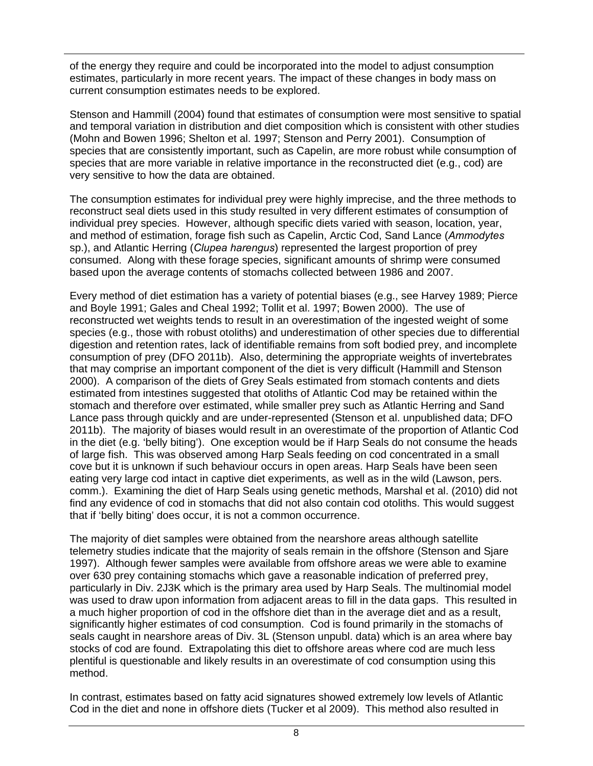of the energy they require and could be incorporated into the model to adjust consumption estimates, particularly in more recent years. The impact of these changes in body mass on current consumption estimates needs to be explored.

Stenson and Hammill (2004) found that estimates of consumption were most sensitive to spatial and temporal variation in distribution and diet composition which is consistent with other studies (Mohn and Bowen 1996; Shelton et al. 1997; Stenson and Perry 2001). Consumption of species that are consistently important, such as Capelin, are more robust while consumption of species that are more variable in relative importance in the reconstructed diet (e.g., cod) are very sensitive to how the data are obtained.

The consumption estimates for individual prey were highly imprecise, and the three methods to reconstruct seal diets used in this study resulted in very different estimates of consumption of individual prey species. However, although specific diets varied with season, location, year, and method of estimation, forage fish such as Capelin, Arctic Cod, Sand Lance (*Ammodytes* sp.), and Atlantic Herring (*Clupea harengus*) represented the largest proportion of prey consumed. Along with these forage species, significant amounts of shrimp were consumed based upon the average contents of stomachs collected between 1986 and 2007.

Every method of diet estimation has a variety of potential biases (e.g., see Harvey 1989; Pierce and Boyle 1991; Gales and Cheal 1992; Tollit et al. 1997; Bowen 2000). The use of reconstructed wet weights tends to result in an overestimation of the ingested weight of some species (e.g., those with robust otoliths) and underestimation of other species due to differential digestion and retention rates, lack of identifiable remains from soft bodied prey, and incomplete consumption of prey (DFO 2011b). Also, determining the appropriate weights of invertebrates that may comprise an important component of the diet is very difficult (Hammill and Stenson 2000). A comparison of the diets of Grey Seals estimated from stomach contents and diets estimated from intestines suggested that otoliths of Atlantic Cod may be retained within the stomach and therefore over estimated, while smaller prey such as Atlantic Herring and Sand Lance pass through quickly and are under-represented (Stenson et al. unpublished data; DFO 2011b). The majority of biases would result in an overestimate of the proportion of Atlantic Cod in the diet (e.g. 'belly biting'). One exception would be if Harp Seals do not consume the heads of large fish. This was observed among Harp Seals feeding on cod concentrated in a small cove but it is unknown if such behaviour occurs in open areas. Harp Seals have been seen eating very large cod intact in captive diet experiments, as well as in the wild (Lawson, pers. comm.). Examining the diet of Harp Seals using genetic methods, Marshal et al. (2010) did not find any evidence of cod in stomachs that did not also contain cod otoliths. This would suggest that if 'belly biting' does occur, it is not a common occurrence.

The majority of diet samples were obtained from the nearshore areas although satellite telemetry studies indicate that the majority of seals remain in the offshore (Stenson and Sjare 1997). Although fewer samples were available from offshore areas we were able to examine over 630 prey containing stomachs which gave a reasonable indication of preferred prey, particularly in Div. 2J3K which is the primary area used by Harp Seals. The multinomial model was used to draw upon information from adjacent areas to fill in the data gaps. This resulted in a much higher proportion of cod in the offshore diet than in the average diet and as a result, significantly higher estimates of cod consumption. Cod is found primarily in the stomachs of seals caught in nearshore areas of Div. 3L (Stenson unpubl. data) which is an area where bay stocks of cod are found. Extrapolating this diet to offshore areas where cod are much less plentiful is questionable and likely results in an overestimate of cod consumption using this method.

In contrast, estimates based on fatty acid signatures showed extremely low levels of Atlantic Cod in the diet and none in offshore diets (Tucker et al 2009). This method also resulted in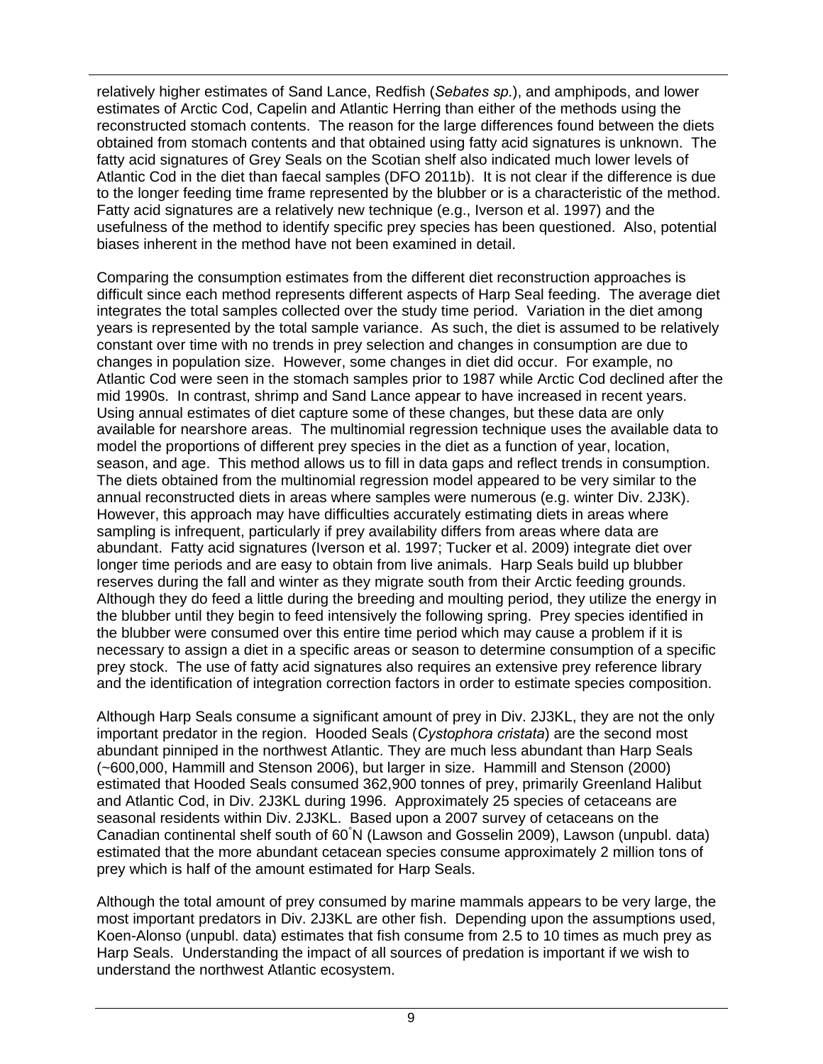relatively higher estimates of Sand Lance, Redfish (*Sebates sp.*), and amphipods, and lower estimates of Arctic Cod, Capelin and Atlantic Herring than either of the methods using the reconstructed stomach contents. The reason for the large differences found between the diets obtained from stomach contents and that obtained using fatty acid signatures is unknown. The fatty acid signatures of Grey Seals on the Scotian shelf also indicated much lower levels of Atlantic Cod in the diet than faecal samples (DFO 2011b). It is not clear if the difference is due to the longer feeding time frame represented by the blubber or is a characteristic of the method. Fatty acid signatures are a relatively new technique (e.g., Iverson et al. 1997) and the usefulness of the method to identify specific prey species has been questioned. Also, potential biases inherent in the method have not been examined in detail.

Comparing the consumption estimates from the different diet reconstruction approaches is difficult since each method represents different aspects of Harp Seal feeding. The average diet integrates the total samples collected over the study time period. Variation in the diet among years is represented by the total sample variance. As such, the diet is assumed to be relatively constant over time with no trends in prey selection and changes in consumption are due to changes in population size. However, some changes in diet did occur. For example, no Atlantic Cod were seen in the stomach samples prior to 1987 while Arctic Cod declined after the mid 1990s. In contrast, shrimp and Sand Lance appear to have increased in recent years. Using annual estimates of diet capture some of these changes, but these data are only available for nearshore areas. The multinomial regression technique uses the available data to model the proportions of different prey species in the diet as a function of year, location, season, and age. This method allows us to fill in data gaps and reflect trends in consumption. The diets obtained from the multinomial regression model appeared to be very similar to the annual reconstructed diets in areas where samples were numerous (e.g. winter Div. 2J3K). However, this approach may have difficulties accurately estimating diets in areas where sampling is infrequent, particularly if prey availability differs from areas where data are abundant. Fatty acid signatures (Iverson et al. 1997; Tucker et al. 2009) integrate diet over longer time periods and are easy to obtain from live animals. Harp Seals build up blubber reserves during the fall and winter as they migrate south from their Arctic feeding grounds. Although they do feed a little during the breeding and moulting period, they utilize the energy in the blubber until they begin to feed intensively the following spring. Prey species identified in the blubber were consumed over this entire time period which may cause a problem if it is necessary to assign a diet in a specific areas or season to determine consumption of a specific prey stock. The use of fatty acid signatures also requires an extensive prey reference library and the identification of integration correction factors in order to estimate species composition.

Although Harp Seals consume a significant amount of prey in Div. 2J3KL, they are not the only important predator in the region. Hooded Seals (*Cystophora cristata*) are the second most abundant pinniped in the northwest Atlantic. They are much less abundant than Harp Seals (~600,000, Hammill and Stenson 2006), but larger in size. Hammill and Stenson (2000) estimated that Hooded Seals consumed 362,900 tonnes of prey, primarily Greenland Halibut and Atlantic Cod, in Div. 2J3KL during 1996. Approximately 25 species of cetaceans are seasonal residents within Div. 2J3KL. Based upon a 2007 survey of cetaceans on the Canadian continental shelf south of 60°N (Lawson and Gosselin 2009), Lawson (unpubl. data) estimated that the more abundant cetacean species consume approximately 2 million tons of prey which is half of the amount estimated for Harp Seals.

Although the total amount of prey consumed by marine mammals appears to be very large, the most important predators in Div. 2J3KL are other fish. Depending upon the assumptions used, Koen-Alonso (unpubl. data) estimates that fish consume from 2.5 to 10 times as much prey as Harp Seals. Understanding the impact of all sources of predation is important if we wish to understand the northwest Atlantic ecosystem.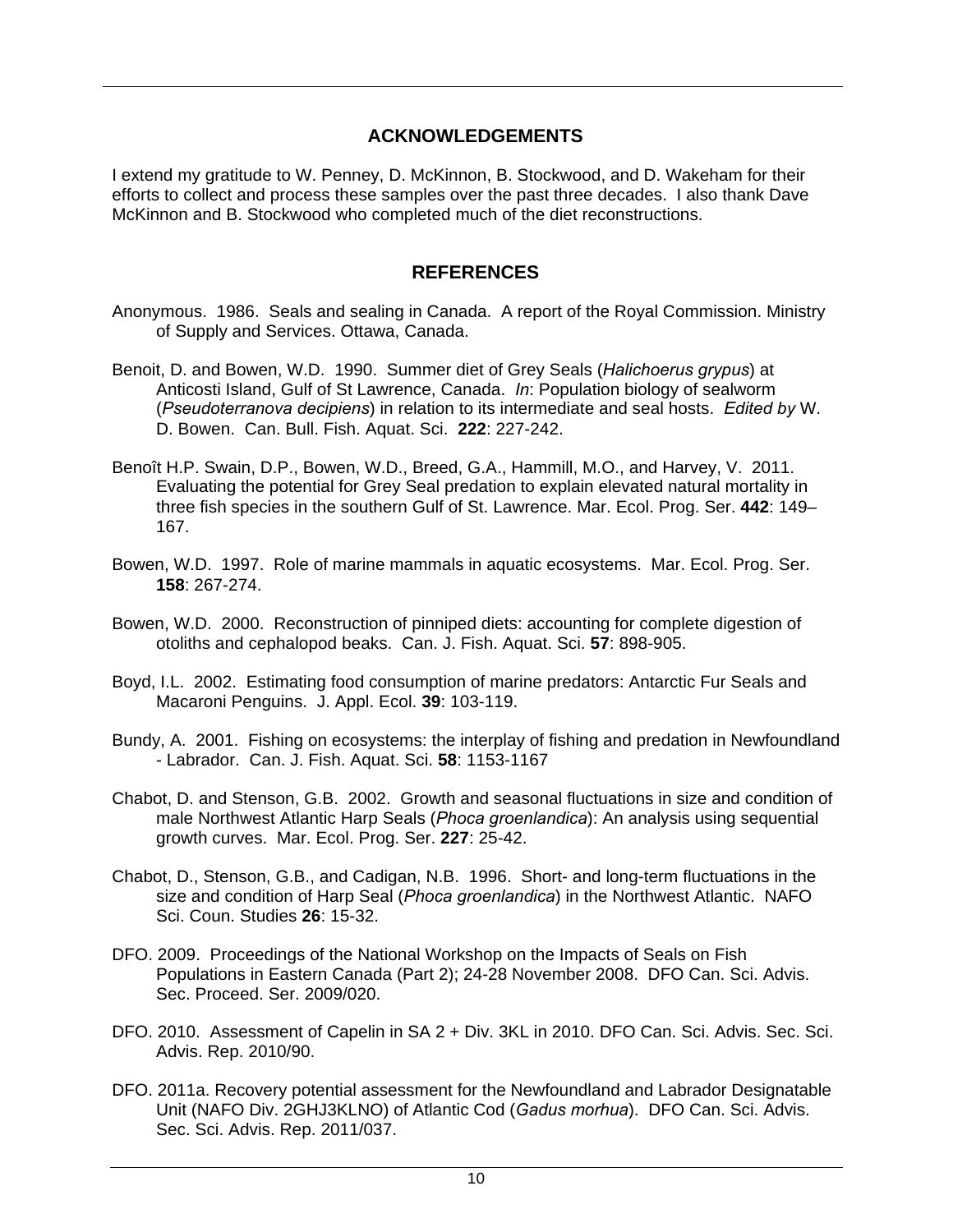## ACKNOWLEDGEMENTS

I extend my gratitude to W. Penney, D. McKinnon, B. Stockwood, and D. Wakeham for their efforts to collect and process these samples over the past three decades. I also thank Dave McKinnon and B. Stockwood who completed much of the diet reconstructions.

## REFERENCES

Anonymous. 1986. Seals and sealing in Canada. A report of the Royal Commission. Ministry of Supply and Services. Ottawa, Canada.

Benoit, D. and Bowen, W.D. 1990. Summer diet of Grey Seals (*Halichoerus grypus*) at Anticosti Island, Gulf of St Lawrence, Canada. *In*: Population biology of sealworm (*Pseudoterranova decipiens*) in relation to its intermediate and seal hosts. *Edited by* W. D. Bowen. Can. Bull. Fish. Aquat. Sci. **222**: 227-242.

Benoît H.P. Swain, D.P., Bowen, W.D., Breed, G.A., Hammill, M.O., and Harvey, V. 2011. Evaluating the potential for Grey Seal predation to explain elevated natural mortality in three fish species in the southern Gulf of St. Lawrence. Mar. Ecol. Prog. Ser. **442**: 149–167.

Bowen, W.D. 1997. Role of marine mammals in aquatic ecosystems. Mar. Ecol. Prog. Ser. **158**: 267-274.

Bowen, W.D. 2000. Reconstruction of pinniped diets: accounting for complete digestion of otoliths and cephalopod beaks. Can. J. Fish. Aquat. Sci. **57**: 898-905.

Boyd, I.L. 2002. Estimating food consumption of marine predators: Antarctic Fur Seals and Macaroni Penguins. J. Appl. Ecol. **39**: 103-119.

Bundy, A. 2001. Fishing on ecosystems: the interplay of fishing and predation in Newfoundland - Labrador. Can. J. Fish. Aquat. Sci. **58**: 1153-1167

Chabot, D. and Stenson, G.B. 2002. Growth and seasonal fluctuations in size and condition of male Northwest Atlantic Harp Seals (*Phoca groenlandica*): An analysis using sequential growth curves. Mar. Ecol. Prog. Ser. **227**: 25-42.

Chabot, D., Stenson, G.B., and Cadigan, N.B. 1996. Short- and long-term fluctuations in the size and condition of Harp Seal (*Phoca groenlandica*) in the Northwest Atlantic. NAFO Sci. Coun. Studies **26**: 15-32.

DFO. 2009. Proceedings of the National Workshop on the Impacts of Seals on Fish Populations in Eastern Canada (Part 2); 24-28 November 2008. DFO Can. Sci. Advis. Sec. Proceed. Ser. 2009/020.

DFO. 2010. Assessment of Capelin in SA 2 + Div. 3KL in 2010. DFO Can. Sci. Advis. Sec. Sci. Advis. Rep. 2010/90.

DFO. 2011a. Recovery potential assessment for the Newfoundland and Labrador Designatable Unit (NAFO Div. 2GHJ3KLNO) of Atlantic Cod (*Gadus morhua*). DFO Can. Sci. Advis. Sec. Sci. Advis. Rep. 2011/037.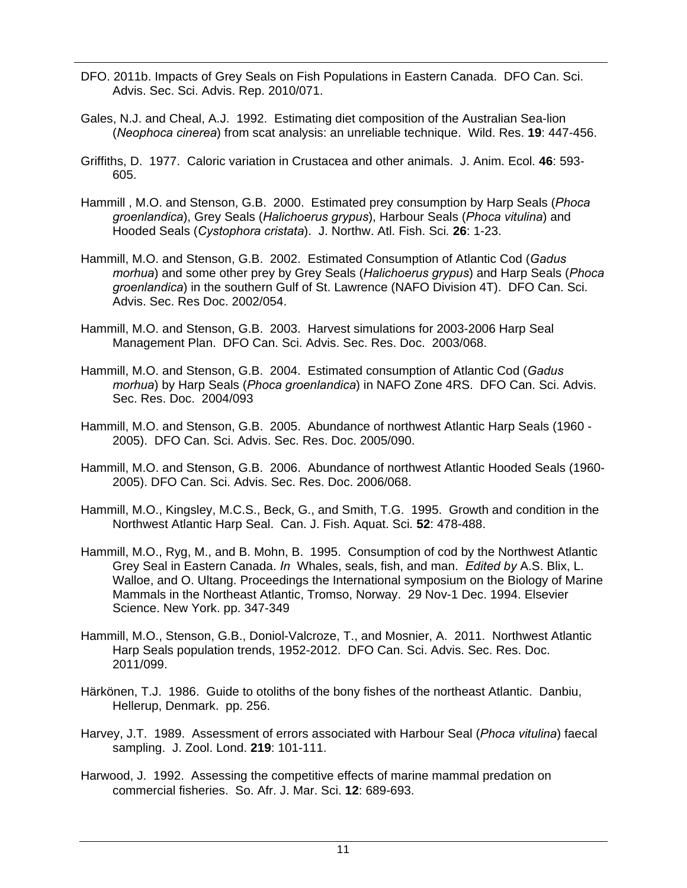DFO. 2011b. Impacts of Grey Seals on Fish Populations in Eastern Canada. DFO Can. Sci. Advis. Sec. Sci. Advis. Rep. 2010/071.

Gales, N.J. and Cheal, A.J. 1992. Estimating diet composition of the Australian Sea-lion (*Neophoca cinerea*) from scat analysis: an unreliable technique. Wild. Res. **19**: 447-456.

Griffiths, D. 1977. Caloric variation in Crustacea and other animals. J. Anim. Ecol. **46**: 593-605.

Hammill , M.O. and Stenson, G.B. 2000. Estimated prey consumption by Harp Seals (*Phoca groenlandica*), Grey Seals (*Halichoerus grypus*), Harbour Seals (*Phoca vitulina*) and Hooded Seals (*Cystophora cristata*). J. Northw. Atl. Fish. Sci. **26**: 1-23.

Hammill, M.O. and Stenson, G.B. 2002. Estimated Consumption of Atlantic Cod (*Gadus morhua*) and some other prey by Grey Seals (*Halichoerus grypus*) and Harp Seals (*Phoca groenlandica*) in the southern Gulf of St. Lawrence (NAFO Division 4T). DFO Can. Sci. Advis. Sec. Res Doc. 2002/054.

Hammill, M.O. and Stenson, G.B. 2003. Harvest simulations for 2003-2006 Harp Seal Management Plan. DFO Can. Sci. Advis. Sec. Res. Doc. 2003/068.

Hammill, M.O. and Stenson, G.B. 2004. Estimated consumption of Atlantic Cod (*Gadus morhua*) by Harp Seals (*Phoca groenlandica*) in NAFO Zone 4RS. DFO Can. Sci. Advis. Sec. Res. Doc. 2004/093

Hammill, M.O. and Stenson, G.B. 2005. Abundance of northwest Atlantic Harp Seals (1960 - 2005). DFO Can. Sci. Advis. Sec. Res. Doc. 2005/090.

Hammill, M.O. and Stenson, G.B. 2006. Abundance of northwest Atlantic Hooded Seals (1960-2005). DFO Can. Sci. Advis. Sec. Res. Doc. 2006/068.

Hammill, M.O., Kingsley, M.C.S., Beck, G., and Smith, T.G. 1995. Growth and condition in the Northwest Atlantic Harp Seal. Can. J. Fish. Aquat. Sci. **52**: 478-488.

Hammill, M.O., Ryg, M., and B. Mohn, B. 1995. Consumption of cod by the Northwest Atlantic Grey Seal in Eastern Canada. *In* Whales, seals, fish, and man. *Edited by* A.S. Blix, L. Walloe, and O. Ultang. Proceedings the International symposium on the Biology of Marine Mammals in the Northeast Atlantic, Tromso, Norway. 29 Nov-1 Dec. 1994. Elsevier Science. New York. pp. 347-349

Hammill, M.O., Stenson, G.B., Doniol-Valcroze, T., and Mosnier, A. 2011. Northwest Atlantic Harp Seals population trends, 1952-2012. DFO Can. Sci. Advis. Sec. Res. Doc. 2011/099.

Härkönen, T.J. 1986. Guide to otoliths of the bony fishes of the northeast Atlantic. Danbiu, Hellerup, Denmark. pp. 256.

Harvey, J.T. 1989. Assessment of errors associated with Harbour Seal (*Phoca vitulina*) faecal sampling. J. Zool. Lond. **219**: 101-111.

Harwood, J. 1992. Assessing the competitive effects of marine mammal predation on commercial fisheries. So. Afr. J. Mar. Sci. **12**: 689-693.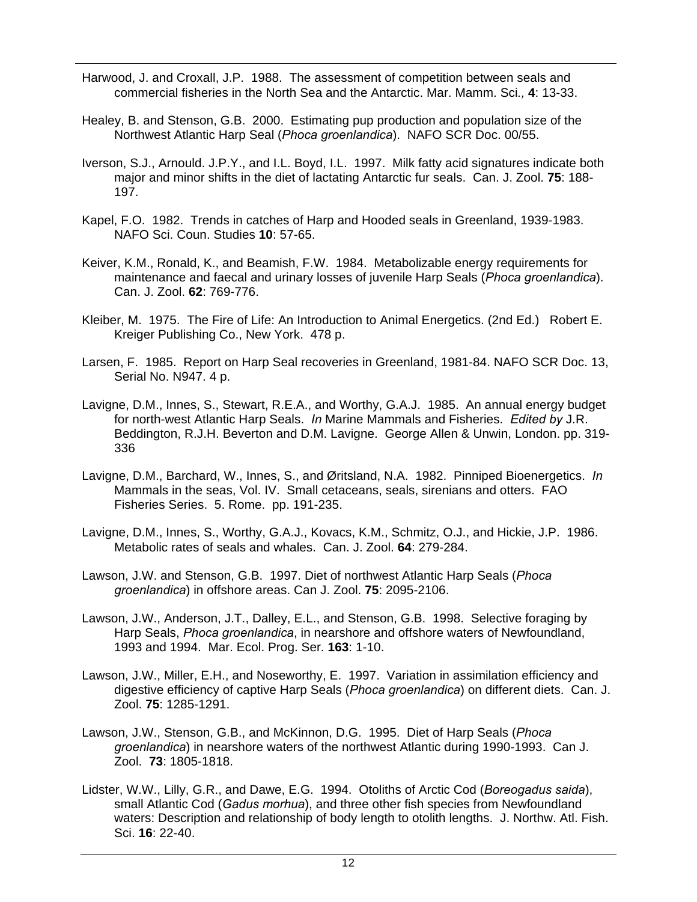Harwood, J. and Croxall, J.P. 1988. The assessment of competition between seals and commercial fisheries in the North Sea and the Antarctic. Mar. Mamm. Sci*.,* **4**: 13-33.

Healey, B. and Stenson, G.B. 2000. Estimating pup production and population size of the Northwest Atlantic Harp Seal (*Phoca groenlandica*). NAFO SCR Doc. 00/55.

Iverson, S.J., Arnould. J.P.Y., and I.L. Boyd, I.L. 1997. Milk fatty acid signatures indicate both major and minor shifts in the diet of lactating Antarctic fur seals. Can. J. Zool. **75**: 188-197.

Kapel, F.O. 1982. Trends in catches of Harp and Hooded seals in Greenland, 1939-1983. NAFO Sci. Coun. Studies **10**: 57-65.

Keiver, K.M., Ronald, K., and Beamish, F.W. 1984. Metabolizable energy requirements for maintenance and faecal and urinary losses of juvenile Harp Seals (*Phoca groenlandica*). Can. J. Zool. **62**: 769-776.

Kleiber, M. 1975. The Fire of Life: An Introduction to Animal Energetics. (2nd Ed.) Robert E. Kreiger Publishing Co., New York. 478 p.

Larsen, F. 1985. Report on Harp Seal recoveries in Greenland, 1981-84. NAFO SCR Doc. 13, Serial No. N947. 4 p.

Lavigne, D.M., Innes, S., Stewart, R.E.A., and Worthy, G.A.J. 1985. An annual energy budget for north-west Atlantic Harp Seals. *In* Marine Mammals and Fisheries. *Edited by* J.R. Beddington, R.J.H. Beverton and D.M. Lavigne. George Allen & Unwin, London. pp. 319-336

Lavigne, D.M., Barchard, W., Innes, S., and Øritsland, N.A. 1982. Pinniped Bioenergetics. *In* Mammals in the seas, Vol. IV. Small cetaceans, seals, sirenians and otters. FAO Fisheries Series. 5. Rome. pp. 191-235.

Lavigne, D.M., Innes, S., Worthy, G.A.J., Kovacs, K.M., Schmitz, O.J., and Hickie, J.P. 1986. Metabolic rates of seals and whales. Can. J. Zool. **64**: 279-284.

Lawson, J.W. and Stenson, G.B. 1997. Diet of northwest Atlantic Harp Seals (*Phoca groenlandica*) in offshore areas. Can J. Zool. **75**: 2095-2106.

Lawson, J.W., Anderson, J.T., Dalley, E.L., and Stenson, G.B. 1998. Selective foraging by Harp Seals, *Phoca groenlandica*, in nearshore and offshore waters of Newfoundland, 1993 and 1994. Mar. Ecol. Prog. Ser*.* **163**: 1-10.

Lawson, J.W., Miller, E.H., and Noseworthy, E. 1997. Variation in assimilation efficiency and digestive efficiency of captive Harp Seals (*Phoca groenlandica*) on different diets. Can. J. Zool. **75**: 1285-1291.

Lawson, J.W., Stenson, G.B., and McKinnon, D.G. 1995. Diet of Harp Seals (*Phoca groenlandica*) in nearshore waters of the northwest Atlantic during 1990-1993. Can J. Zool. **73**: 1805-1818.

Lidster, W.W., Lilly, G.R., and Dawe, E.G. 1994. Otoliths of Arctic Cod (*Boreogadus saida*), small Atlantic Cod (*Gadus morhua*), and three other fish species from Newfoundland waters: Description and relationship of body length to otolith lengths. J. Northw. Atl. Fish. Sci. **16**: 22-40.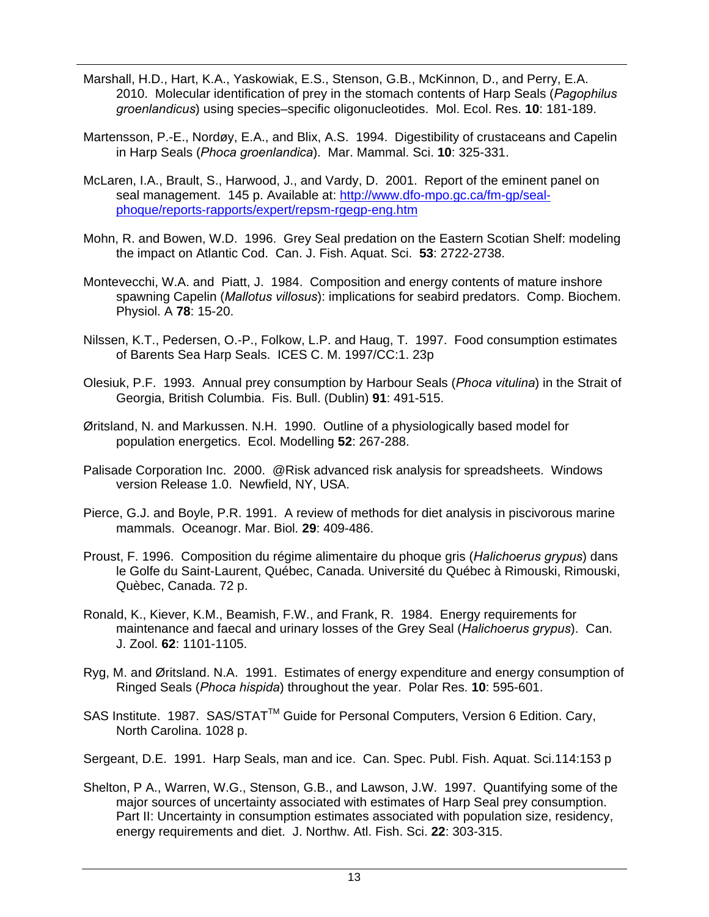Marshall, H.D., Hart, K.A., Yaskowiak, E.S., Stenson, G.B., McKinnon, D., and Perry, E.A. 2010. Molecular identification of prey in the stomach contents of Harp Seals (*Pagophilus groenlandicus*) using species–specific oligonucleotides. Mol. Ecol. Res. **10**: 181-189.

Martensson, P.-E., Nordøy, E.A., and Blix, A.S. 1994. Digestibility of crustaceans and Capelin in Harp Seals (*Phoca groenlandica*). Mar. Mammal. Sci. **10**: 325-331.

McLaren, I.A., Brault, S., Harwood, J., and Vardy, D. 2001. Report of the eminent panel on seal management. 145 p. Available at: [http://www.dfo-mpo.gc.ca/fm-gp/seal-phoque/reports-rapports/expert/repsm-rgegp-eng.htm](http://www.dfo-mpo.gc.ca/fm-gp/seal-phoque/reports-rapports/expert/repsm-rgegp-eng.htm)

Mohn, R. and Bowen, W.D. 1996. Grey Seal predation on the Eastern Scotian Shelf: modeling the impact on Atlantic Cod. Can. J. Fish. Aquat. Sci. **53**: 2722-2738.

Montevecchi, W.A. and Piatt, J. 1984. Composition and energy contents of mature inshore spawning Capelin (*Mallotus villosus*): implications for seabird predators. Comp. Biochem. Physiol. A **78**: 15-20.

Nilssen, K.T., Pedersen, O.-P., Folkow, L.P. and Haug, T. 1997. Food consumption estimates of Barents Sea Harp Seals. ICES C. M. 1997/CC:1. 23p

Olesiuk, P.F. 1993. Annual prey consumption by Harbour Seals (*Phoca vitulina*) in the Strait of Georgia, British Columbia. Fis. Bull. (Dublin) **91**: 491-515.

Øritsland, N. and Markussen. N.H. 1990. Outline of a physiologically based model for population energetics. Ecol. Modelling **52**: 267-288.

Palisade Corporation Inc. 2000. @Risk advanced risk analysis for spreadsheets. Windows version Release 1.0. Newfield, NY, USA.

Pierce, G.J. and Boyle, P.R. 1991. A review of methods for diet analysis in piscivorous marine mammals. Oceanogr. Mar. Biol. **29**: 409-486.

Proust, F. 1996. Composition du régime alimentaire du phoque gris (*Halichoerus grypus*) dans le Golfe du Saint-Laurent, Québec, Canada. Université du Québec à Rimouski, Rimouski, Quèbec, Canada. 72 p.

Ronald, K., Kiever, K.M., Beamish, F.W., and Frank, R. 1984. Energy requirements for maintenance and faecal and urinary losses of the Grey Seal (*Halichoerus grypus*). Can. J. Zool. **62**: 1101-1105.

Ryg, M. and Øritsland. N.A. 1991. Estimates of energy expenditure and energy consumption of Ringed Seals (*Phoca hispida*) throughout the year. Polar Res. **10**: 595-601.

SAS Institute. 1987. SAS/STAT™ Guide for Personal Computers, Version 6 Edition. Cary, North Carolina. 1028 p.

Sergeant, D.E. 1991. Harp Seals, man and ice. Can. Spec. Publ. Fish. Aquat. Sci.114:153 p

Shelton, P A., Warren, W.G., Stenson, G.B., and Lawson, J.W. 1997. Quantifying some of the major sources of uncertainty associated with estimates of Harp Seal prey consumption. Part II: Uncertainty in consumption estimates associated with population size, residency, energy requirements and diet. J. Northw. Atl. Fish. Sci. **22**: 303-315.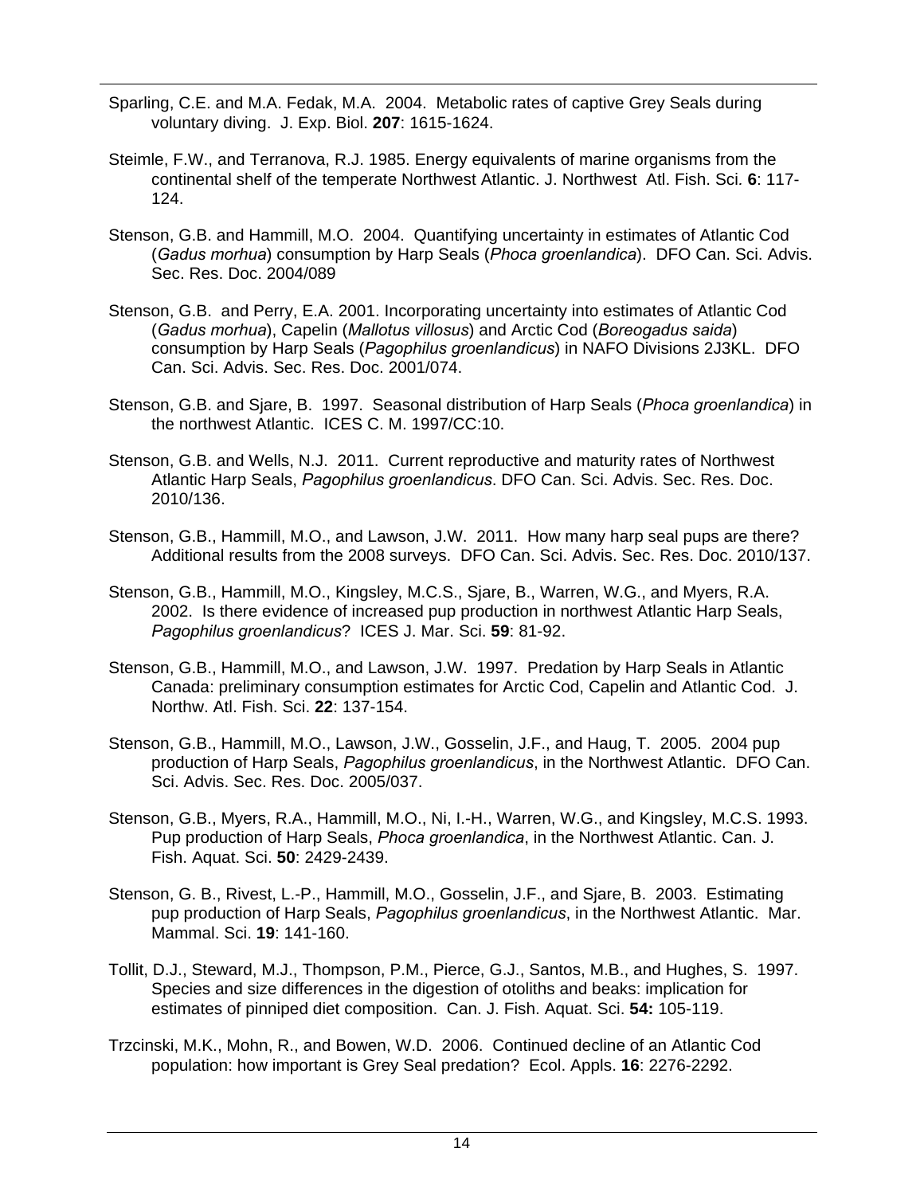Sparling, C.E. and M.A. Fedak, M.A. 2004. Metabolic rates of captive Grey Seals during voluntary diving. J. Exp. Biol. **207**: 1615-1624.

Steimle, F.W., and Terranova, R.J. 1985. Energy equivalents of marine organisms from the continental shelf of the temperate Northwest Atlantic. J. Northwest Atl. Fish. Sci. **6**: 117-124.

Stenson, G.B. and Hammill, M.O. 2004. Quantifying uncertainty in estimates of Atlantic Cod (*Gadus morhua*) consumption by Harp Seals (*Phoca groenlandica*). DFO Can. Sci. Advis. Sec. Res. Doc. 2004/089

Stenson, G.B. and Perry, E.A. 2001. Incorporating uncertainty into estimates of Atlantic Cod (*Gadus morhua*), Capelin (*Mallotus villosus*) and Arctic Cod (*Boreogadus saida*) consumption by Harp Seals (*Pagophilus groenlandicus*) in NAFO Divisions 2J3KL. DFO Can. Sci. Advis. Sec. Res. Doc. 2001/074.

Stenson, G.B. and Sjare, B. 1997. Seasonal distribution of Harp Seals (*Phoca groenlandica*) in the northwest Atlantic. ICES C. M. 1997/CC:10.

Stenson, G.B. and Wells, N.J. 2011. Current reproductive and maturity rates of Northwest Atlantic Harp Seals, *Pagophilus groenlandicus*. DFO Can. Sci. Advis. Sec. Res. Doc. 2010/136.

Stenson, G.B., Hammill, M.O., and Lawson, J.W. 2011. How many harp seal pups are there? Additional results from the 2008 surveys. DFO Can. Sci. Advis. Sec. Res. Doc. 2010/137.

Stenson, G.B., Hammill, M.O., Kingsley, M.C.S., Sjare, B., Warren, W.G., and Myers, R.A. 2002. Is there evidence of increased pup production in northwest Atlantic Harp Seals, *Pagophilus groenlandicus*? ICES J. Mar. Sci. **59**: 81-92.

Stenson, G.B., Hammill, M.O., and Lawson, J.W. 1997. Predation by Harp Seals in Atlantic Canada: preliminary consumption estimates for Arctic Cod, Capelin and Atlantic Cod. J. Northw. Atl. Fish. Sci. **22**: 137-154.

Stenson, G.B., Hammill, M.O., Lawson, J.W., Gosselin, J.F., and Haug, T. 2005. 2004 pup production of Harp Seals, *Pagophilus groenlandicus*, in the Northwest Atlantic. DFO Can. Sci. Advis. Sec. Res. Doc. 2005/037.

Stenson, G.B., Myers, R.A., Hammill, M.O., Ni, I.-H., Warren, W.G., and Kingsley, M.C.S. 1993. Pup production of Harp Seals, *Phoca groenlandica*, in the Northwest Atlantic. Can. J. Fish. Aquat. Sci. **50**: 2429-2439.

Stenson, G. B., Rivest, L.-P., Hammill, M.O., Gosselin, J.F., and Sjare, B. 2003. Estimating pup production of Harp Seals, *Pagophilus groenlandicus*, in the Northwest Atlantic. Mar. Mammal. Sci. **19**: 141-160.

Tollit, D.J., Steward, M.J., Thompson, P.M., Pierce, G.J., Santos, M.B., and Hughes, S. 1997. Species and size differences in the digestion of otoliths and beaks: implication for estimates of pinniped diet composition. Can. J. Fish. Aquat. Sci. **54:** 105-119.

Trzcinski, M.K., Mohn, R., and Bowen, W.D. 2006. Continued decline of an Atlantic Cod population: how important is Grey Seal predation? Ecol. Appls. **16**: 2276-2292.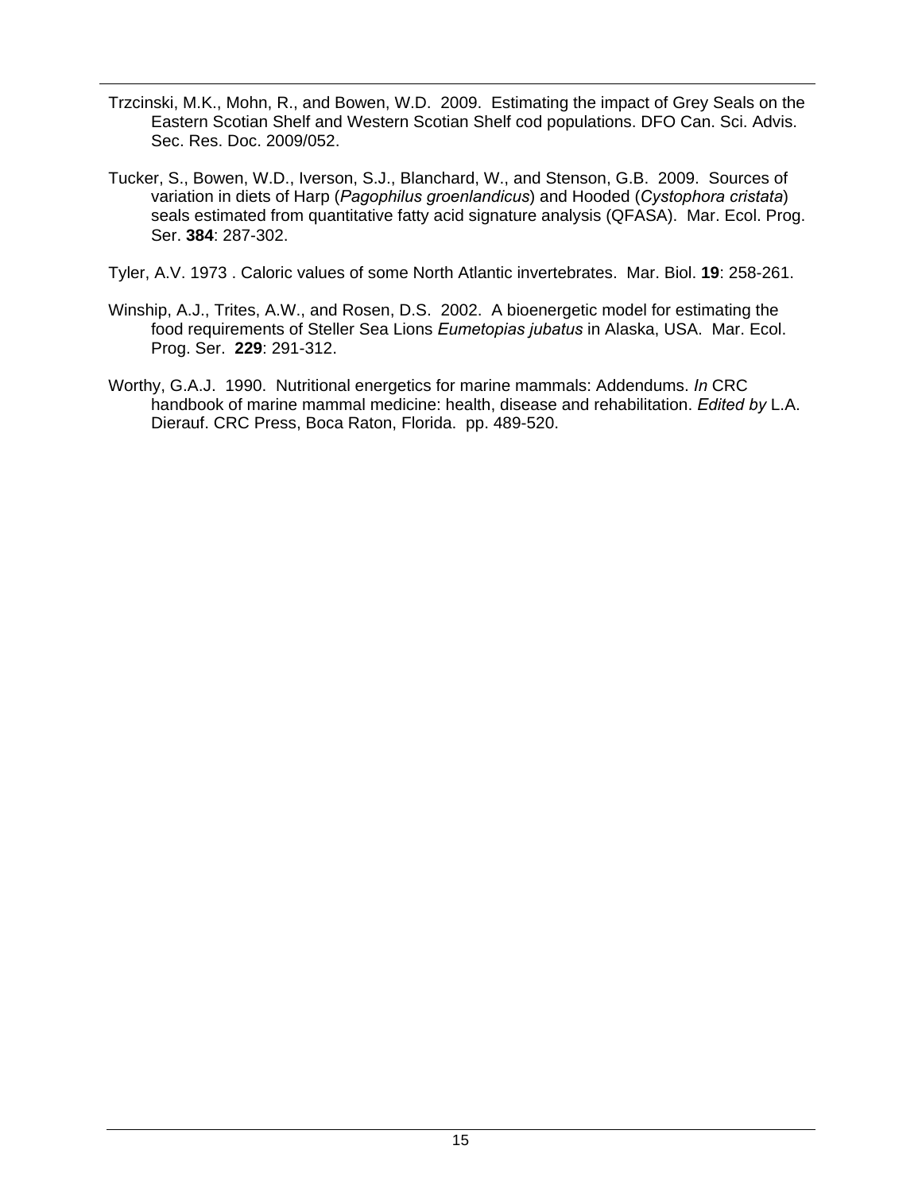Trzcinski, M.K., Mohn, R., and Bowen, W.D. 2009. Estimating the impact of Grey Seals on the Eastern Scotian Shelf and Western Scotian Shelf cod populations. DFO Can. Sci. Advis. Sec. Res. Doc. 2009/052.

Tucker, S., Bowen, W.D., Iverson, S.J., Blanchard, W., and Stenson, G.B. 2009. Sources of variation in diets of Harp (*Pagophilus groenlandicus*) and Hooded (*Cystophora cristata*) seals estimated from quantitative fatty acid signature analysis (QFASA). Mar. Ecol. Prog. Ser. **384**: 287-302.

Tyler, A.V. 1973 . Caloric values of some North Atlantic invertebrates. Mar. Biol. **19**: 258-261.

Winship, A.J., Trites, A.W., and Rosen, D.S. 2002. A bioenergetic model for estimating the food requirements of Steller Sea Lions *Eumetopias jubatus* in Alaska, USA. Mar. Ecol. Prog. Ser. **229**: 291-312.

Worthy, G.A.J. 1990. Nutritional energetics for marine mammals: Addendums. *In* CRC handbook of marine mammal medicine: health, disease and rehabilitation. *Edited by* L.A. Dierauf. CRC Press, Boca Raton, Florida. pp. 489-520.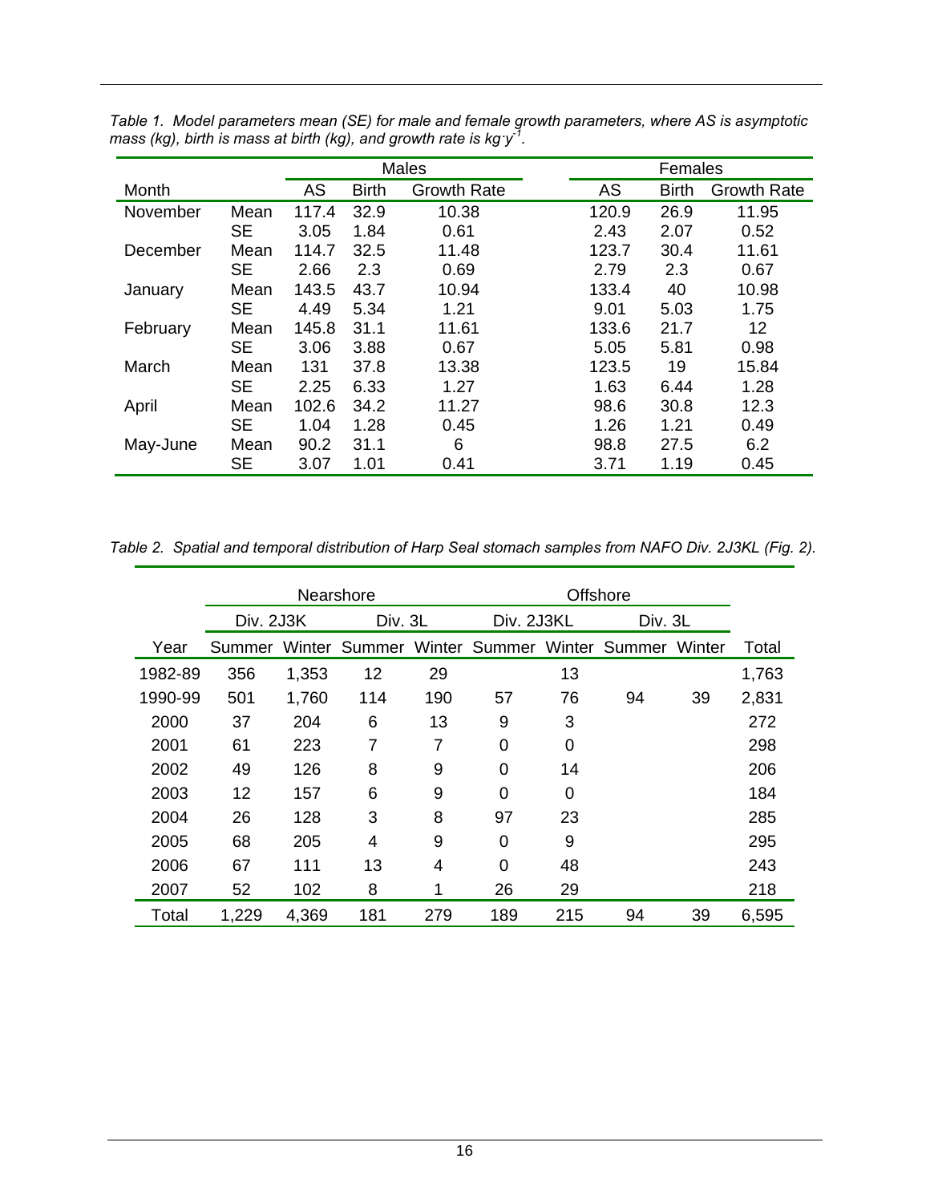*Table 1. Model parameters mean (SE) for male and female growth parameters, where AS is asymptotic mass (kg), birth is mass at birth (kg), and growth rate is kg·y$^{-1}$.*

| | | Males | | | Females | | |
|---|---|---|---|---|---|---|---|
| Month | | AS | Birth | Growth Rate | AS | Birth | Growth Rate |
| November | Mean | 117.4 | 32.9 | 10.38 | 120.9 | 26.9 | 11.95 |
| | SE | 3.05 | 1.84 | 0.61 | 2.43 | 2.07 | 0.52 |
| December | Mean | 114.7 | 32.5 | 11.48 | 123.7 | 30.4 | 11.61 |
| | SE | 2.66 | 2.3 | 0.69 | 2.79 | 2.3 | 0.67 |
| January | Mean | 143.5 | 43.7 | 10.94 | 133.4 | 40 | 10.98 |
| | SE | 4.49 | 5.34 | 1.21 | 9.01 | 5.03 | 1.75 |
| February | Mean | 145.8 | 31.1 | 11.61 | 133.6 | 21.7 | 12 |
| | SE | 3.06 | 3.88 | 0.67 | 5.05 | 5.81 | 0.98 |
| March | Mean | 131 | 37.8 | 13.38 | 123.5 | 19 | 15.84 |
| | SE | 2.25 | 6.33 | 1.27 | 1.63 | 6.44 | 1.28 |
| April | Mean | 102.6 | 34.2 | 11.27 | 98.6 | 30.8 | 12.3 |
| | SE | 1.04 | 1.28 | 0.45 | 1.26 | 1.21 | 0.49 |
| May-June | Mean | 90.2 | 31.1 | 6 | 98.8 | 27.5 | 6.2 |
| | SE | 3.07 | 1.01 | 0.41 | 3.71 | 1.19 | 0.45 |

*Table 2. Spatial and temporal distribution of Harp Seal stomach samples from NAFO Div. 2J3KL (Fig. 2).*

| | Nearshore | | | | Offshore | | | | |
|---|---|---|---|---|---|---|---|---|---|
| | Div. 2J3K | | Div. 3L | | Div. 2J3KL | | Div. 3L | | |
| Year | Summer | Winter | Summer | Winter | Summer | Winter | Summer | Winter | Total |
| 1982-89 | 356 | 1,353 | 12 | 29 | | 13 | | | 1,763 |
| 1990-99 | 501 | 1,760 | 114 | 190 | 57 | 76 | 94 | 39 | 2,831 |
| 2000 | 37 | 204 | 6 | 13 | 9 | 3 | | | 272 |
| 2001 | 61 | 223 | 7 | 7 | 0 | 0 | | | 298 |
| 2002 | 49 | 126 | 8 | 9 | 0 | 14 | | | 206 |
| 2003 | 12 | 157 | 6 | 9 | 0 | 0 | | | 184 |
| 2004 | 26 | 128 | 3 | 8 | 97 | 23 | | | 285 |
| 2005 | 68 | 205 | 4 | 9 | 0 | 9 | | | 295 |
| 2006 | 67 | 111 | 13 | 4 | 0 | 48 | | | 243 |
| 2007 | 52 | 102 | 8 | 1 | 26 | 29 | | | 218 |
| Total | 1,229 | 4,369 | 181 | 279 | 189 | 215 | 94 | 39 | 6,595 |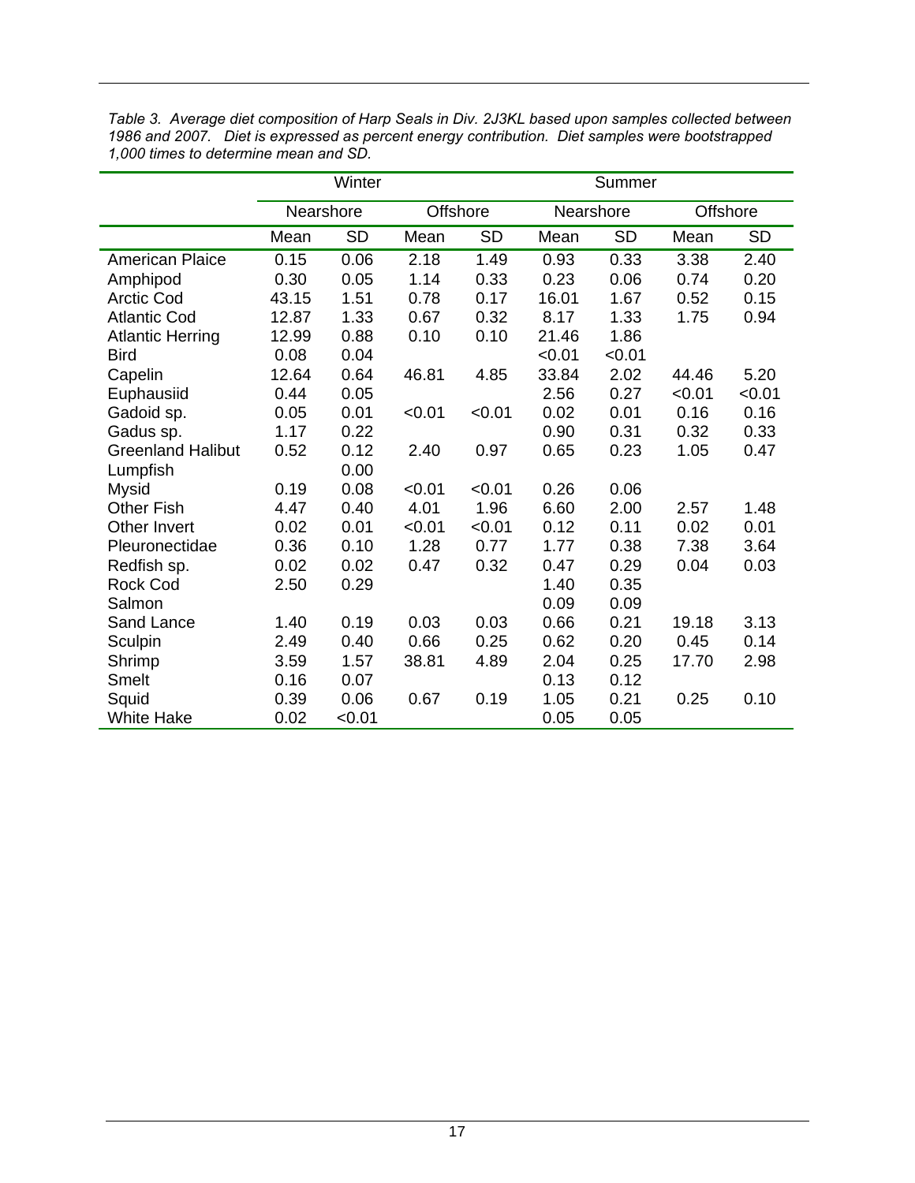*Table 3. Average diet composition of Harp Seals in Div. 2J3KL based upon samples collected between 1986 and 2007. Diet is expressed as percent energy contribution. Diet samples were bootstrapped 1,000 times to determine mean and SD.*

| | Winter | | | | Summer | | | |
|---|---|---|---|---|---|---|---|---|
| | Nearshore | | Offshore | | Nearshore | | Offshore | |
| | Mean | SD | Mean | SD | Mean | SD | Mean | SD |
| American Plaice | 0.15 | 0.06 | 2.18 | 1.49 | 0.93 | 0.33 | 3.38 | 2.40 |
| Amphipod | 0.30 | 0.05 | 1.14 | 0.33 | 0.23 | 0.06 | 0.74 | 0.20 |
| Arctic Cod | 43.15 | 1.51 | 0.78 | 0.17 | 16.01 | 1.67 | 0.52 | 0.15 |
| Atlantic Cod | 12.87 | 1.33 | 0.67 | 0.32 | 8.17 | 1.33 | 1.75 | 0.94 |
| Atlantic Herring | 12.99 | 0.88 | 0.10 | 0.10 | 21.46 | 1.86 | | |
| Bird | 0.08 | 0.04 | | | <0.01 | <0.01 | | |
| Capelin | 12.64 | 0.64 | 46.81 | 4.85 | 33.84 | 2.02 | 44.46 | 5.20 |
| Euphausiid | 0.44 | 0.05 | | | 2.56 | 0.27 | <0.01 | <0.01 |
| Gadoid sp. | 0.05 | 0.01 | <0.01 | <0.01 | 0.02 | 0.01 | 0.16 | 0.16 |
| Gadus sp. | 1.17 | 0.22 | | | 0.90 | 0.31 | 0.32 | 0.33 |
| Greenland Halibut | 0.52 | 0.12 | 2.40 | 0.97 | 0.65 | 0.23 | 1.05 | 0.47 |
| Lumpfish | | 0.00 | | | | | | |
| Mysid | 0.19 | 0.08 | <0.01 | <0.01 | 0.26 | 0.06 | | |
| Other Fish | 4.47 | 0.40 | 4.01 | 1.96 | 6.60 | 2.00 | 2.57 | 1.48 |
| Other Invert | 0.02 | 0.01 | <0.01 | <0.01 | 0.12 | 0.11 | 0.02 | 0.01 |
| Pleuronectidae | 0.36 | 0.10 | 1.28 | 0.77 | 1.77 | 0.38 | 7.38 | 3.64 |
| Redfish sp. | 0.02 | 0.02 | 0.47 | 0.32 | 0.47 | 0.29 | 0.04 | 0.03 |
| Rock Cod | 2.50 | 0.29 | | | 1.40 | 0.35 | | |
| Salmon | | | | | 0.09 | 0.09 | | |
| Sand Lance | 1.40 | 0.19 | 0.03 | 0.03 | 0.66 | 0.21 | 19.18 | 3.13 |
| Sculpin | 2.49 | 0.40 | 0.66 | 0.25 | 0.62 | 0.20 | 0.45 | 0.14 |
| Shrimp | 3.59 | 1.57 | 38.81 | 4.89 | 2.04 | 0.25 | 17.70 | 2.98 |
| Smelt | 0.16 | 0.07 | | | 0.13 | 0.12 | | |
| Squid | 0.39 | 0.06 | 0.67 | 0.19 | 1.05 | 0.21 | 0.25 | 0.10 |
| White Hake | 0.02 | <0.01 | | | 0.05 | 0.05 | | |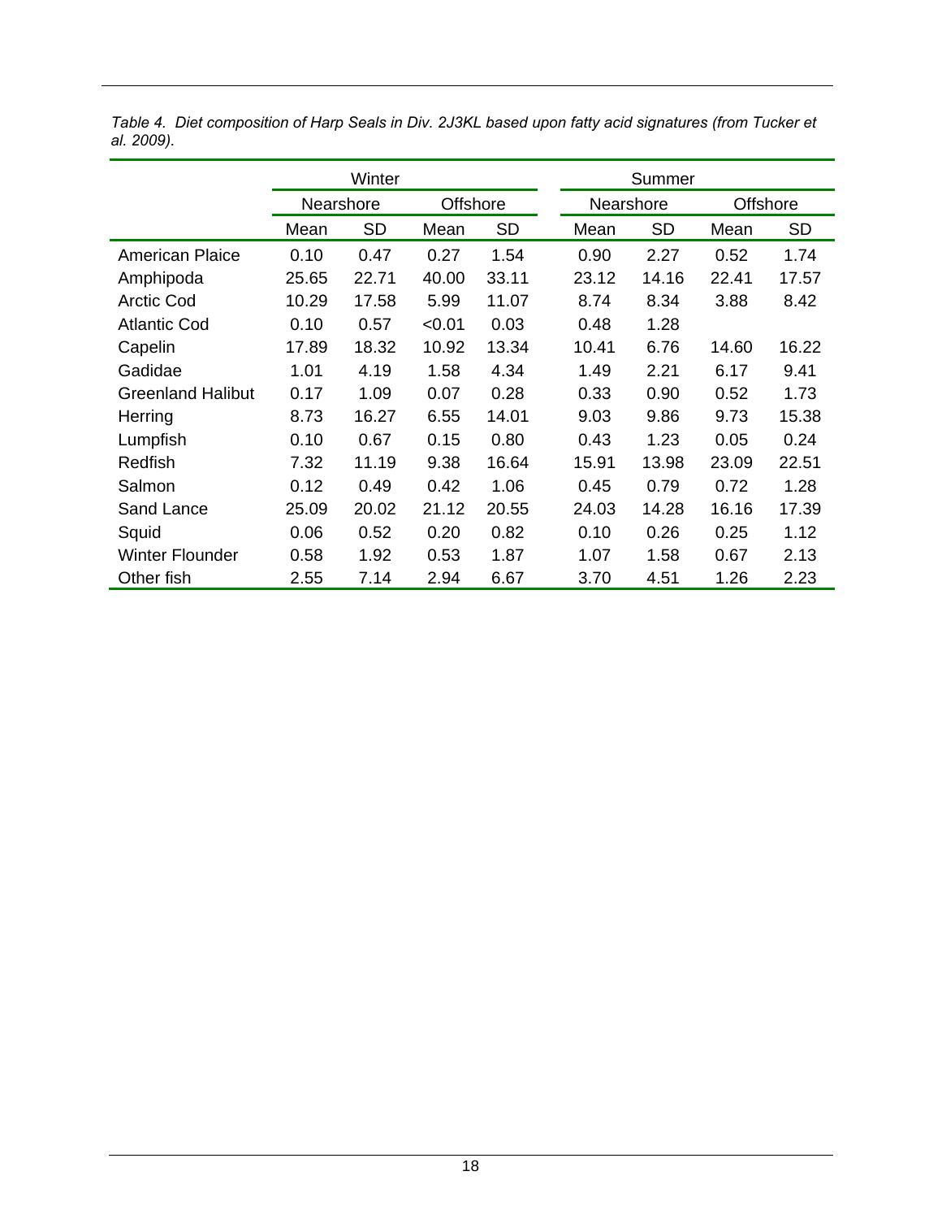*Table 4. Diet composition of Harp Seals in Div. 2J3KL based upon fatty acid signatures (from Tucker et al. 2009).*

| | Winter | | | | Summer | | | |
|---|---|---|---|---|---|---|---|---|
| | Nearshore | | Offshore | | Nearshore | | Offshore | |
| | Mean | SD | Mean | SD | Mean | SD | Mean | SD |
| American Plaice | 0.10 | 0.47 | 0.27 | 1.54 | 0.90 | 2.27 | 0.52 | 1.74 |
| Amphipoda | 25.65 | 22.71 | 40.00 | 33.11 | 23.12 | 14.16 | 22.41 | 17.57 |
| Arctic Cod | 10.29 | 17.58 | 5.99 | 11.07 | 8.74 | 8.34 | 3.88 | 8.42 |
| Atlantic Cod | 0.10 | 0.57 | <0.01 | 0.03 | 0.48 | 1.28 | | |
| Capelin | 17.89 | 18.32 | 10.92 | 13.34 | 10.41 | 6.76 | 14.60 | 16.22 |
| Gadidae | 1.01 | 4.19 | 1.58 | 4.34 | 1.49 | 2.21 | 6.17 | 9.41 |
| Greenland Halibut | 0.17 | 1.09 | 0.07 | 0.28 | 0.33 | 0.90 | 0.52 | 1.73 |
| Herring | 8.73 | 16.27 | 6.55 | 14.01 | 9.03 | 9.86 | 9.73 | 15.38 |
| Lumpfish | 0.10 | 0.67 | 0.15 | 0.80 | 0.43 | 1.23 | 0.05 | 0.24 |
| Redfish | 7.32 | 11.19 | 9.38 | 16.64 | 15.91 | 13.98 | 23.09 | 22.51 |
| Salmon | 0.12 | 0.49 | 0.42 | 1.06 | 0.45 | 0.79 | 0.72 | 1.28 |
| Sand Lance | 25.09 | 20.02 | 21.12 | 20.55 | 24.03 | 14.28 | 16.16 | 17.39 |
| Squid | 0.06 | 0.52 | 0.20 | 0.82 | 0.10 | 0.26 | 0.25 | 1.12 |
| Winter Flounder | 0.58 | 1.92 | 0.53 | 1.87 | 1.07 | 1.58 | 0.67 | 2.13 |
| Other fish | 2.55 | 7.14 | 2.94 | 6.67 | 3.70 | 4.51 | 1.26 | 2.23 |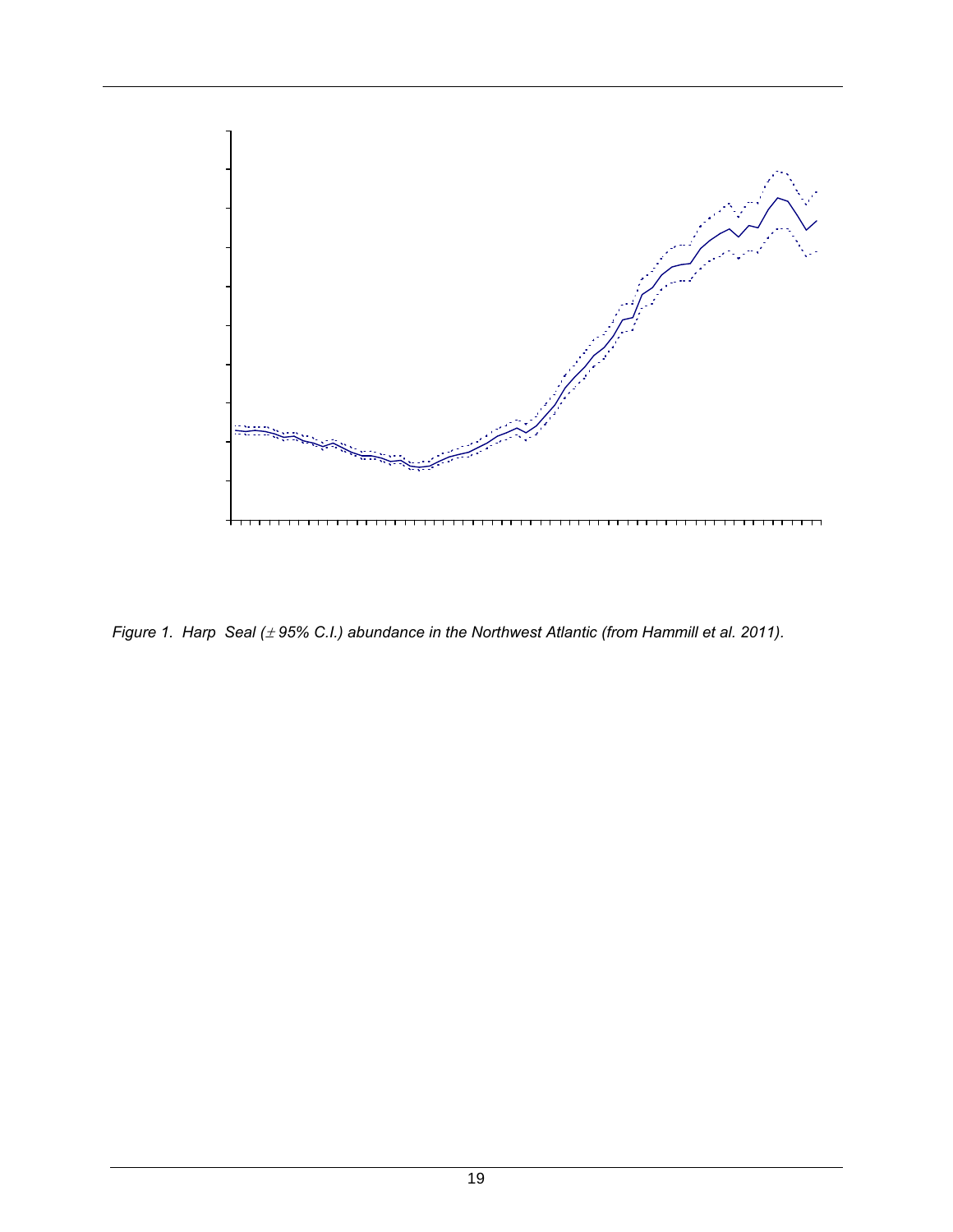Figure 1. Harp Seal ($\pm$ 95% C.I.) abundance in the Northwest Atlantic (from Hammill et al. 2011).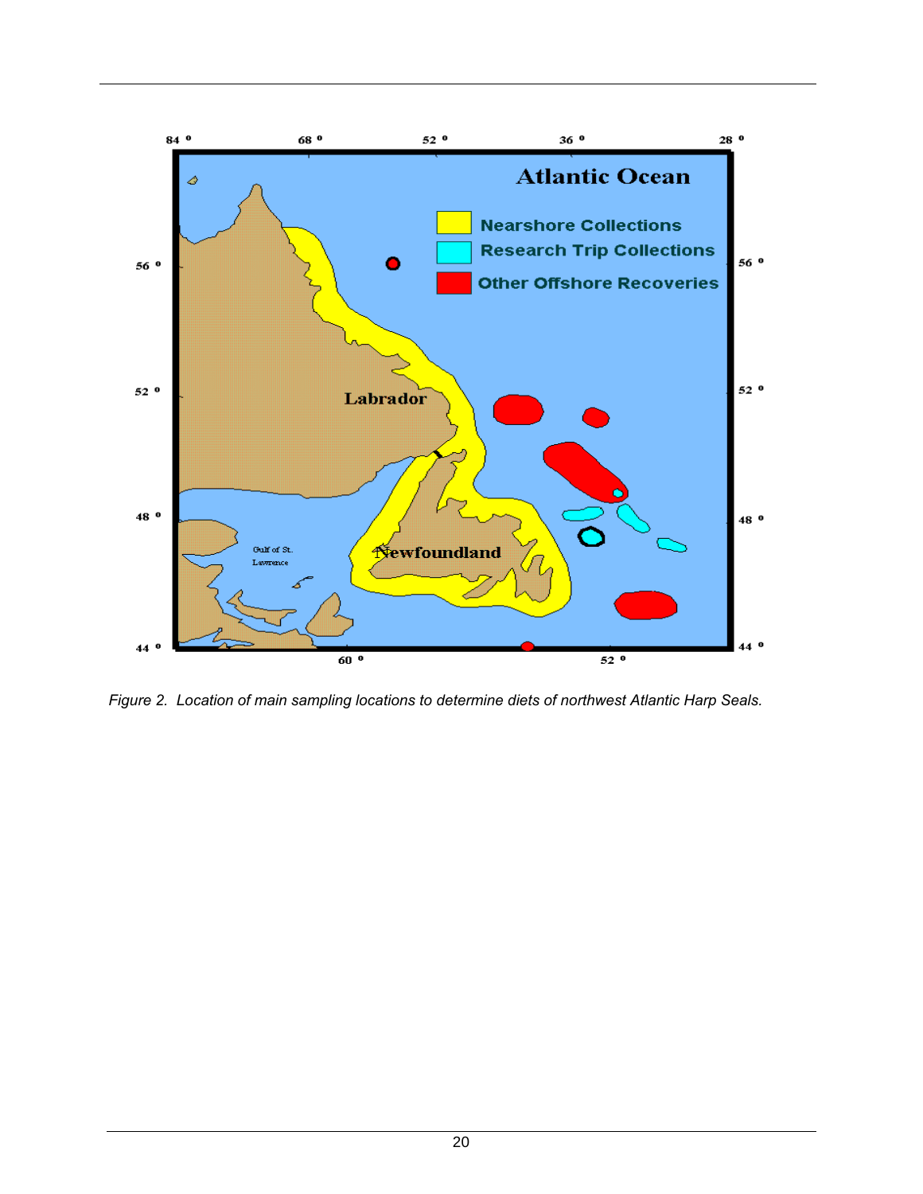*Figure 2. Location of main sampling locations to determine diets of northwest Atlantic Harp Seals.*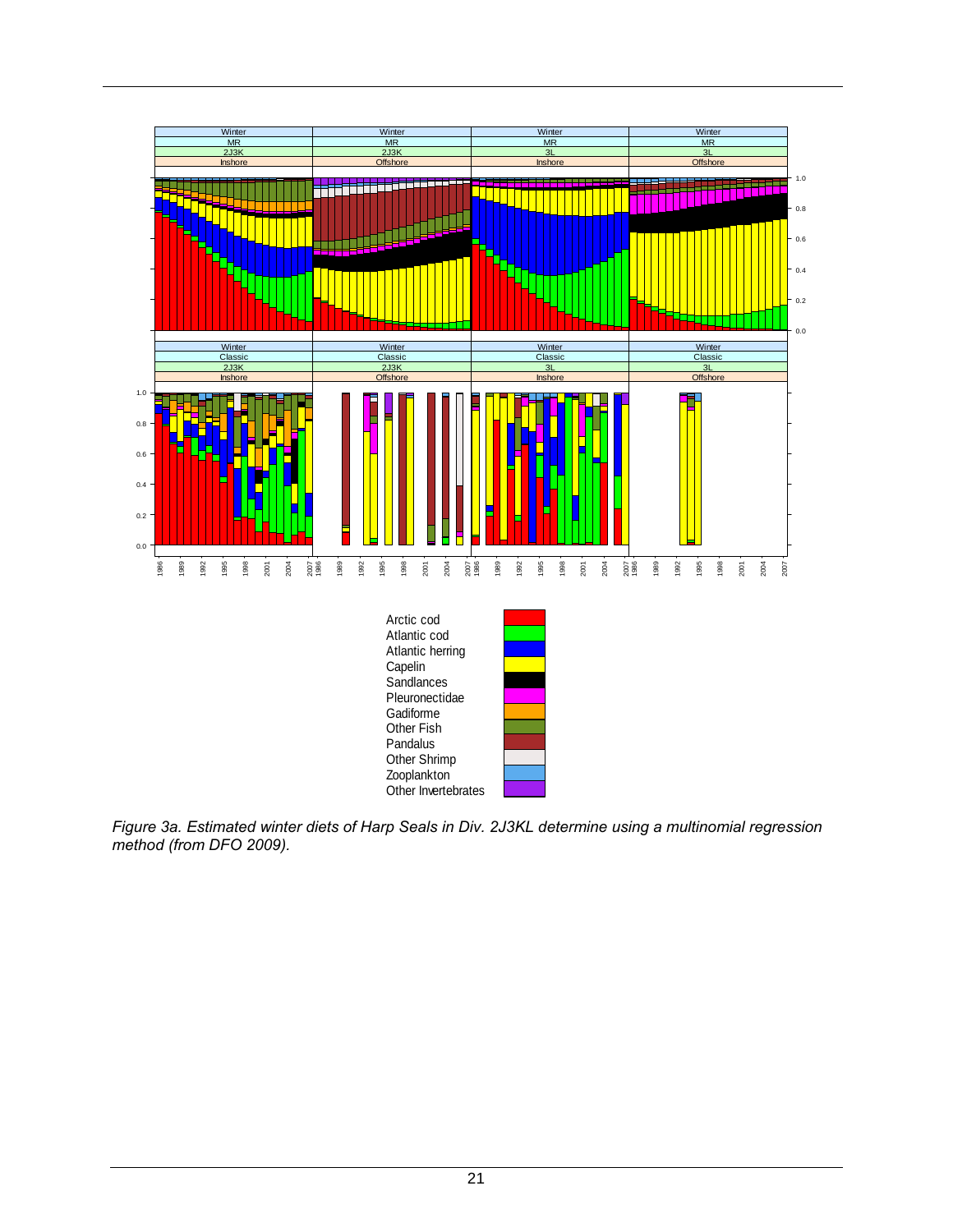*Figure 3a. Estimated winter diets of Harp Seals in Div. 2J3KL determine using a multinomial regression method (from DFO 2009).*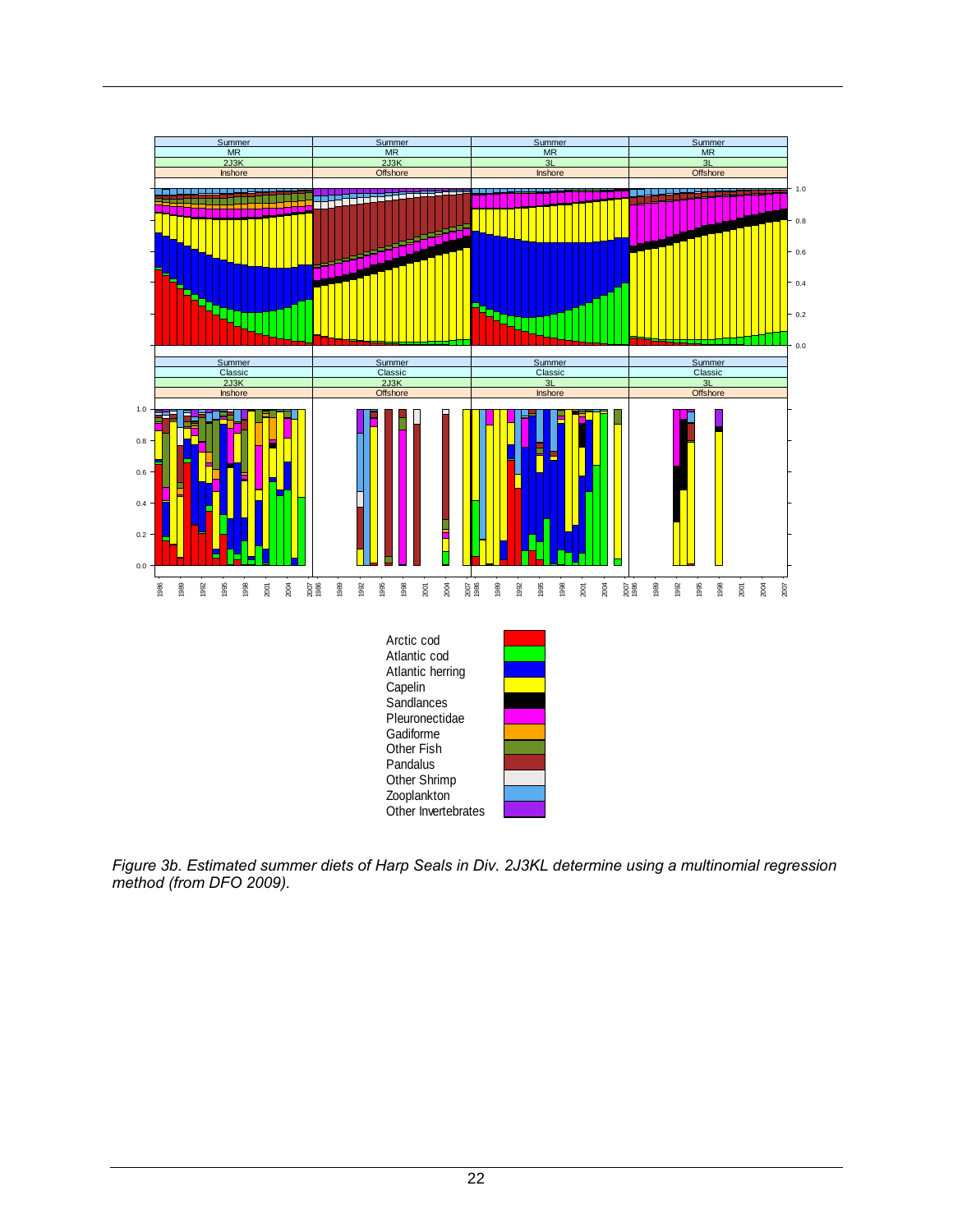*Figure 3b. Estimated summer diets of Harp Seals in Div. 2J3KL determine using a multinomial regression method (from DFO 2009).*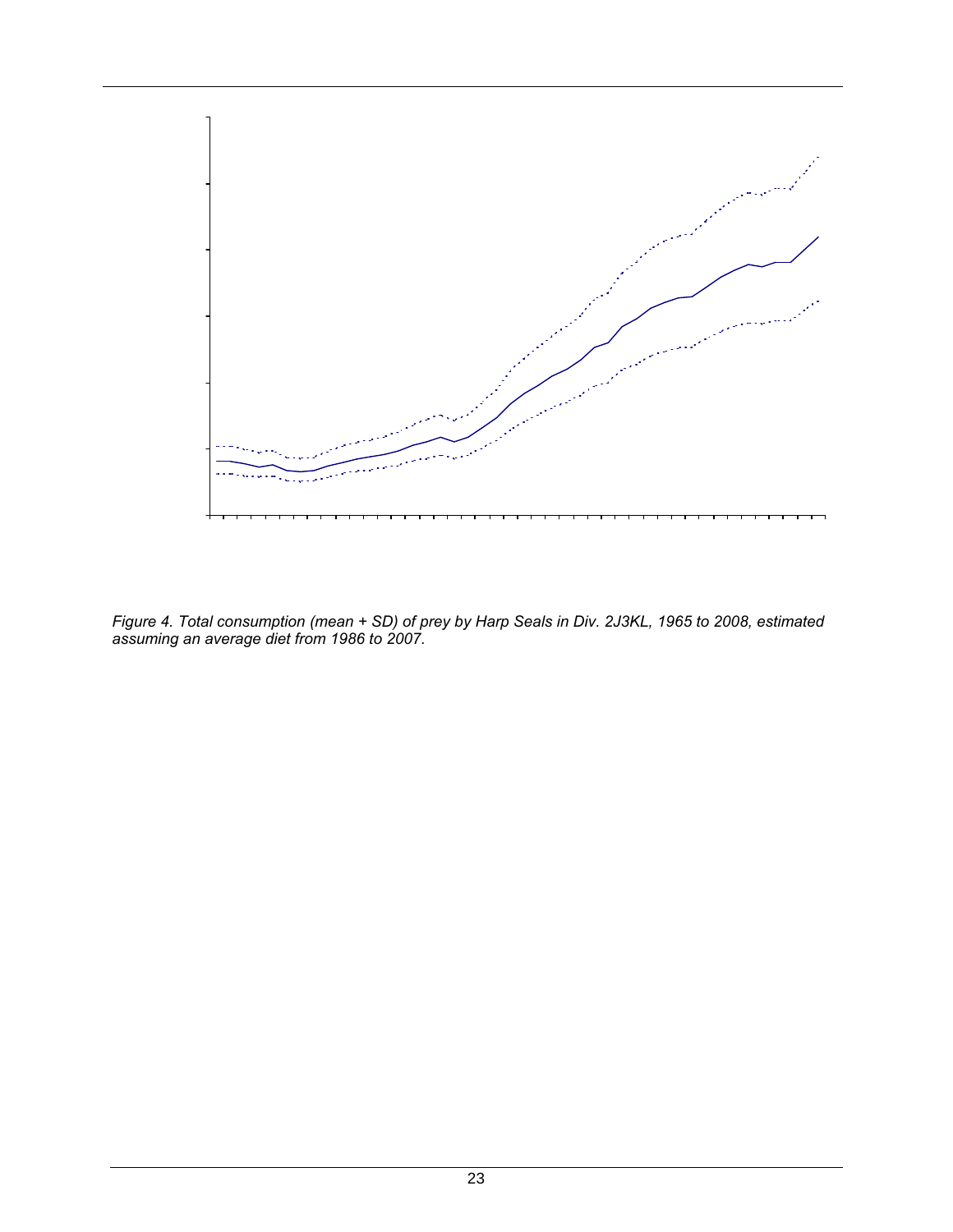Figure 4. Total consumption (mean + SD) of prey by Harp Seals in Div. 2J3KL, 1965 to 2008, estimated assuming an average diet from 1986 to 2007.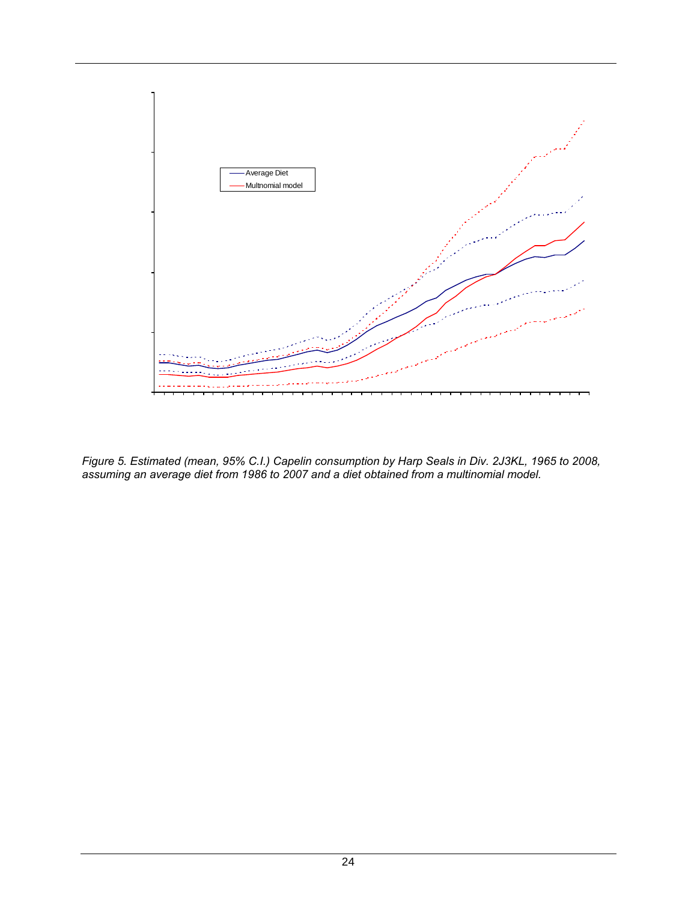Average Diet

Multnomial model

*Figure 5. Estimated (mean, 95% C.I.) Capelin consumption by Harp Seals in Div. 2J3KL, 1965 to 2008, assuming an average diet from 1986 to 2007 and a diet obtained from a multinomial model.*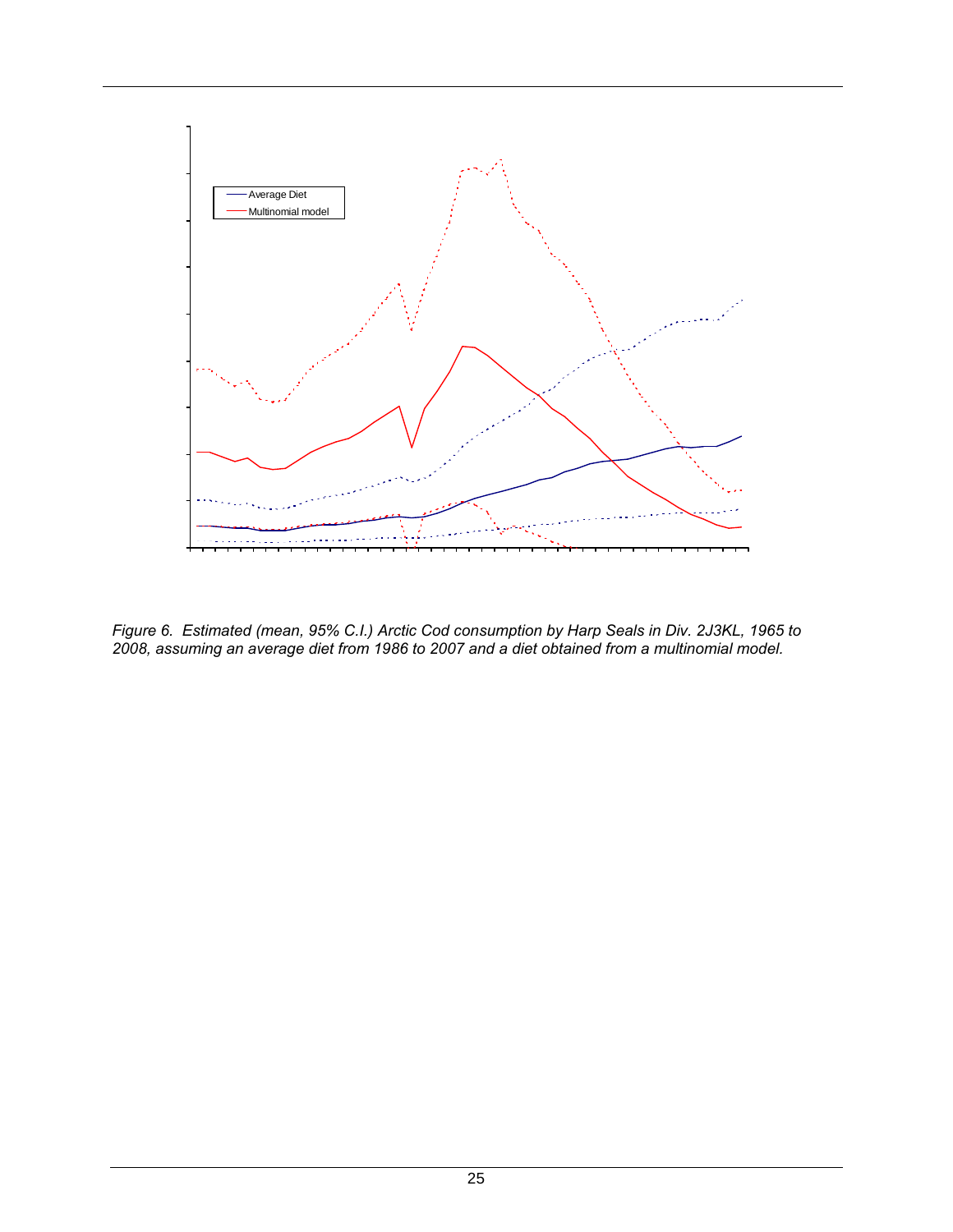Average Diet

Multinomial model

*Figure 6. Estimated (mean, 95% C.I.) Arctic Cod consumption by Harp Seals in Div. 2J3KL, 1965 to 2008, assuming an average diet from 1986 to 2007 and a diet obtained from a multinomial model.*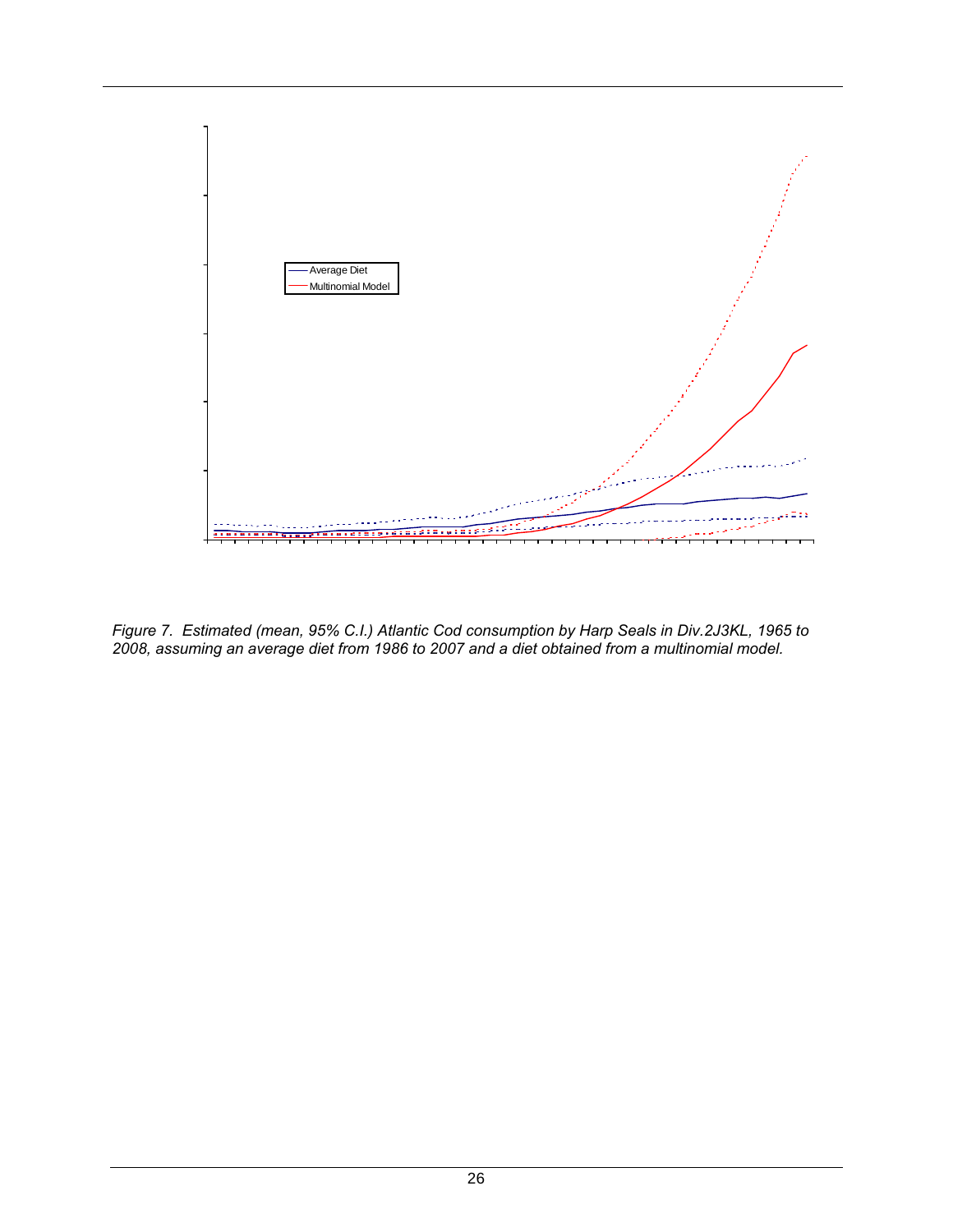Average Diet

Multinomial Model

*Figure 7. Estimated (mean, 95% C.I.) Atlantic Cod consumption by Harp Seals in Div.2J3KL, 1965 to 2008, assuming an average diet from 1986 to 2007 and a diet obtained from a multinomial model.*